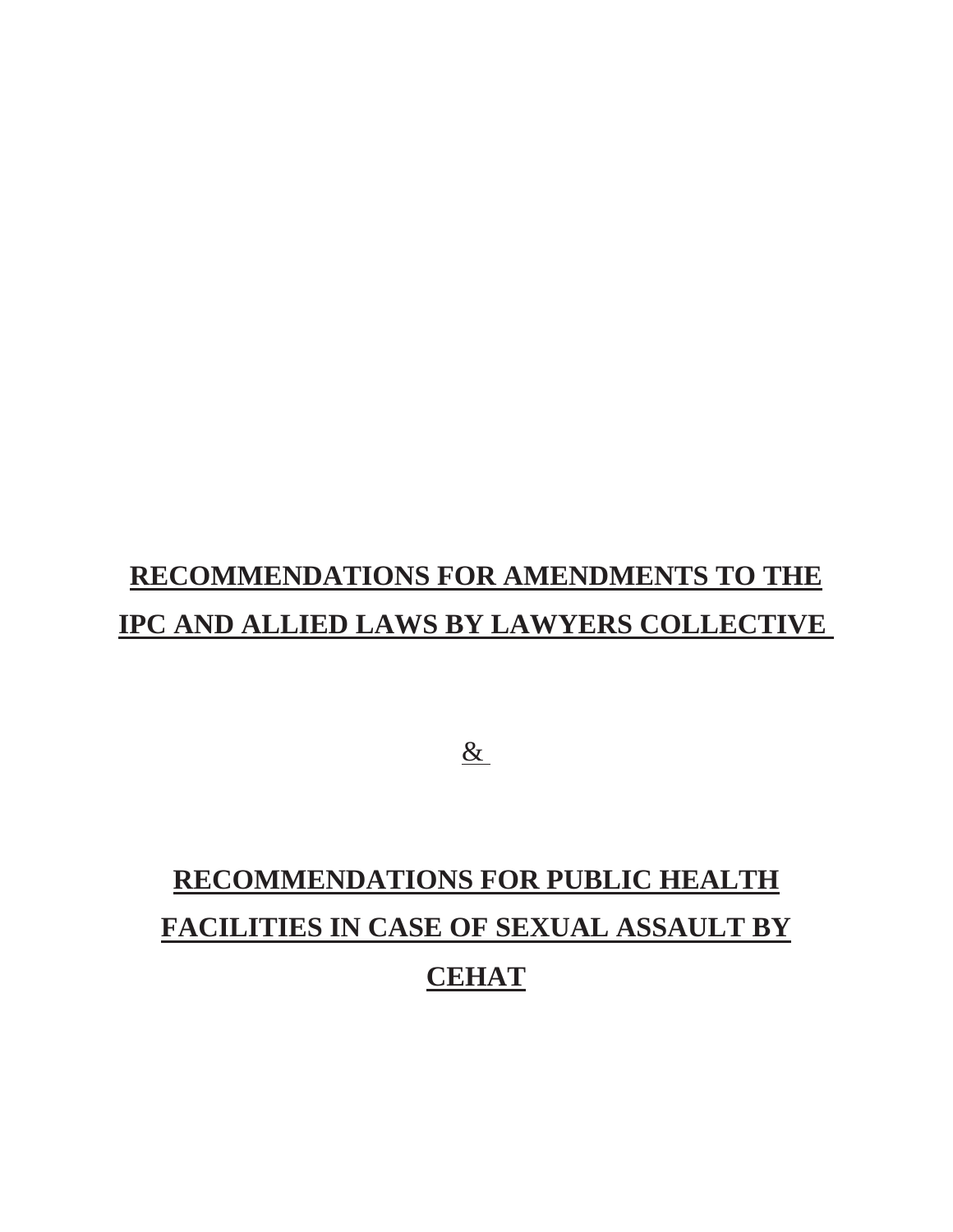# RECOMMENDATIONS FOR AMENDMENTS TO THE IPC AND ALLIED LAWS BY LAWYERS COLLECTIVE

&

# RECOMMENDATIONS FOR PUBLIC HEALTH FACILITIES IN CASE OF SEXUAL ASSAULT BY CEHAT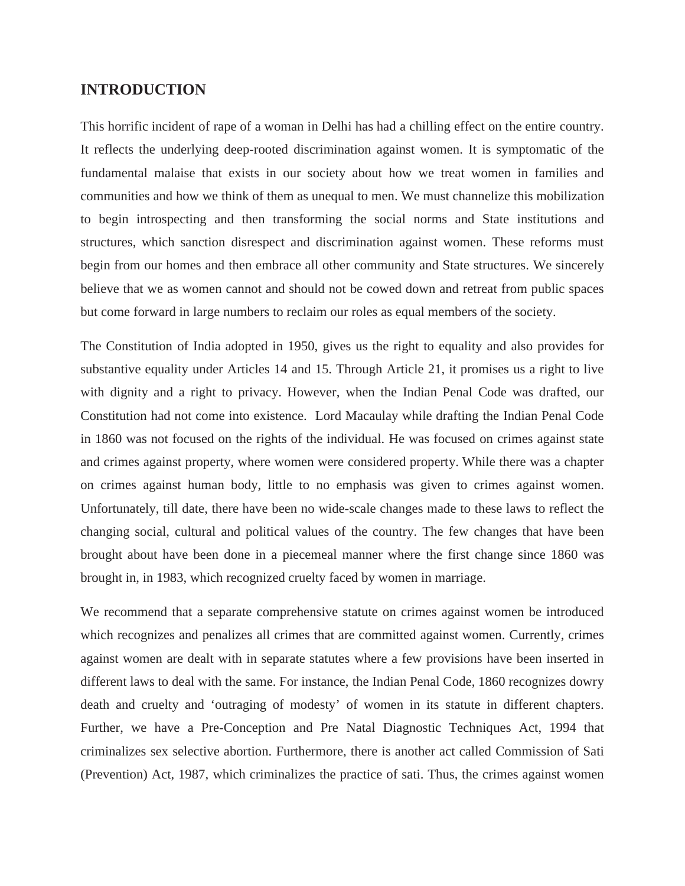## INTRODUCTION

This horrific incident of rape of a woman in Delhi has had a chilling effect on the entire country. It reflects the underlying deep-rooted discrimination against women. It is symptomatic of the fundamental malaise that exists in our society about how we treat women in families and communities and how we think of them as unequal to men. We must channelize this mobilization to begin introspecting and then transforming the social norms and State institutions and structures, which sanction disrespect and discrimination against women. These reforms must begin from our homes and then embrace all other community and State structures. We sincerely believe that we as women cannot and should not be cowed down and retreat from public spaces but come forward in large numbers to reclaim our roles as equal members of the society.

The Constitution of India adopted in 1950, gives us the right to equality and also provides for substantive equality under Articles 14 and 15. Through Article 21, it promises us a right to live with dignity and a right to privacy. However, when the Indian Penal Code was drafted, our Constitution had not come into existence. Lord Macaulay while drafting the Indian Penal Code in 1860 was not focused on the rights of the individual. He was focused on crimes against state and crimes against property, where women were considered property. While there was a chapter on crimes against human body, little to no emphasis was given to crimes against women. Unfortunately, till date, there have been no wide-scale changes made to these laws to reflect the changing social, cultural and political values of the country. The few changes that have been brought about have been done in a piecemeal manner where the first change since 1860 was brought in, in 1983, which recognized cruelty faced by women in marriage.

We recommend that a separate comprehensive statute on crimes against women be introduced which recognizes and penalizes all crimes that are committed against women. Currently, crimes against women are dealt with in separate statutes where a few provisions have been inserted in different laws to deal with the same. For instance, the Indian Penal Code, 1860 recognizes dowry death and cruelty and 'outraging of modesty' of women in its statute in different chapters. Further, we have a Pre-Conception and Pre Natal Diagnostic Techniques Act, 1994 that criminalizes sex selective abortion. Furthermore, there is another act called Commission of Sati (Prevention) Act, 1987, which criminalizes the practice of sati. Thus, the crimes against women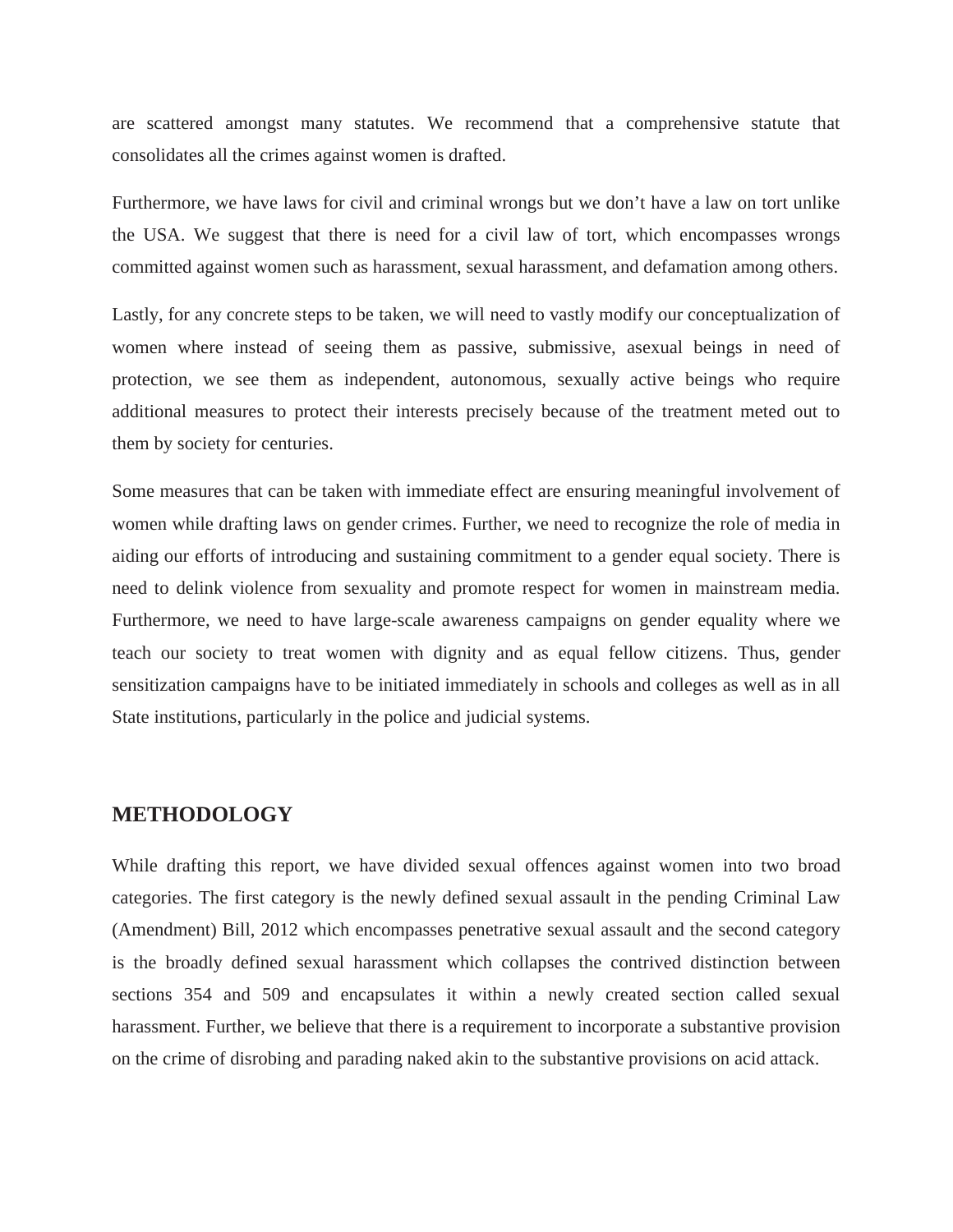are scattered amongst many statutes. We recommend that a comprehensive statute that consolidates all the crimes against women is drafted.

Furthermore, we have laws for civil and criminal wrongs but we don't have a law on tort unlike the USA. We suggest that there is need for a civil law of tort, which encompasses wrongs committed against women such as harassment, sexual harassment, and defamation among others.

Lastly, for any concrete steps to be taken, we will need to vastly modify our conceptualization of women where instead of seeing them as passive, submissive, asexual beings in need of protection, we see them as independent, autonomous, sexually active beings who require additional measures to protect their interests precisely because of the treatment meted out to them by society for centuries.

Some measures that can be taken with immediate effect are ensuring meaningful involvement of women while drafting laws on gender crimes. Further, we need to recognize the role of media in aiding our efforts of introducing and sustaining commitment to a gender equal society. There is need to delink violence from sexuality and promote respect for women in mainstream media. Furthermore, we need to have large-scale awareness campaigns on gender equality where we teach our society to treat women with dignity and as equal fellow citizens. Thus, gender sensitization campaigns have to be initiated immediately in schools and colleges as well as in all State institutions, particularly in the police and judicial systems.

## METHODOLOGY

While drafting this report, we have divided sexual offences against women into two broad categories. The first category is the newly defined sexual assault in the pending Criminal Law (Amendment) Bill, 2012 which encompasses penetrative sexual assault and the second category is the broadly defined sexual harassment which collapses the contrived distinction between sections 354 and 509 and encapsulates it within a newly created section called sexual harassment. Further, we believe that there is a requirement to incorporate a substantive provision on the crime of disrobing and parading naked akin to the substantive provisions on acid attack.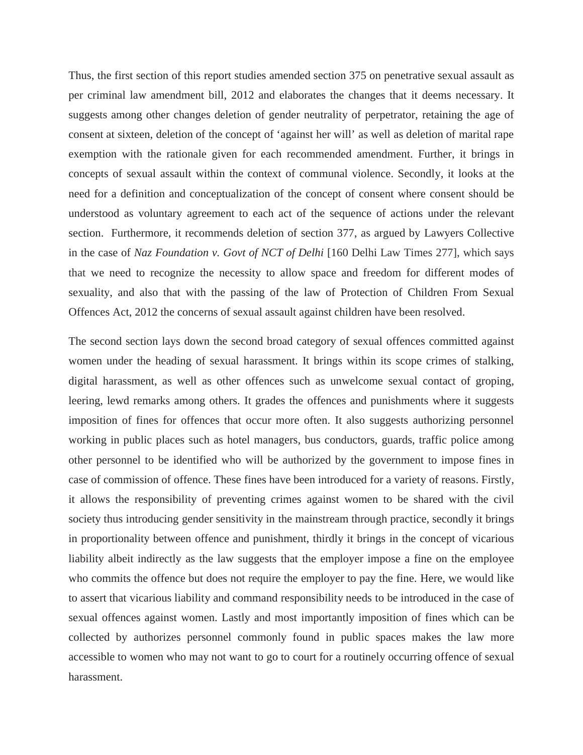Thus, the first section of this report studies amended section 375 on penetrative sexual assault as per criminal law amendment bill, 2012 and elaborates the changes that it deems necessary. It suggests among other changes deletion of gender neutrality of perpetrator, retaining the age of consent at sixteen, deletion of the concept of 'against her will' as well as deletion of marital rape exemption with the rationale given for each recommended amendment. Further, it brings in concepts of sexual assault within the context of communal violence. Secondly, it looks at the need for a definition and conceptualization of the concept of consent where consent should be understood as voluntary agreement to each act of the sequence of actions under the relevant section.  Furthermore, it recommends deletion of section 377, as argued by Lawyers Collective in the case of *Naz Foundation v. Govt of NCT of Delhi* [160 Delhi Law Times 277], which says that we need to recognize the necessity to allow space and freedom for different modes of sexuality, and also that with the passing of the law of Protection of Children From Sexual Offences Act, 2012 the concerns of sexual assault against children have been resolved.

The second section lays down the second broad category of sexual offences committed against women under the heading of sexual harassment. It brings within its scope crimes of stalking, digital harassment, as well as other offences such as unwelcome sexual contact of groping, leering, lewd remarks among others. It grades the offences and punishments where it suggests imposition of fines for offences that occur more often. It also suggests authorizing personnel working in public places such as hotel managers, bus conductors, guards, traffic police among other personnel to be identified who will be authorized by the government to impose fines in case of commission of offence. These fines have been introduced for a variety of reasons. Firstly, it allows the responsibility of preventing crimes against women to be shared with the civil society thus introducing gender sensitivity in the mainstream through practice, secondly it brings in proportionality between offence and punishment, thirdly it brings in the concept of vicarious liability albeit indirectly as the law suggests that the employer impose a fine on the employee who commits the offence but does not require the employer to pay the fine. Here, we would like to assert that vicarious liability and command responsibility needs to be introduced in the case of sexual offences against women. Lastly and most importantly imposition of fines which can be collected by authorizes personnel commonly found in public spaces makes the law more accessible to women who may not want to go to court for a routinely occurring offence of sexual harassment.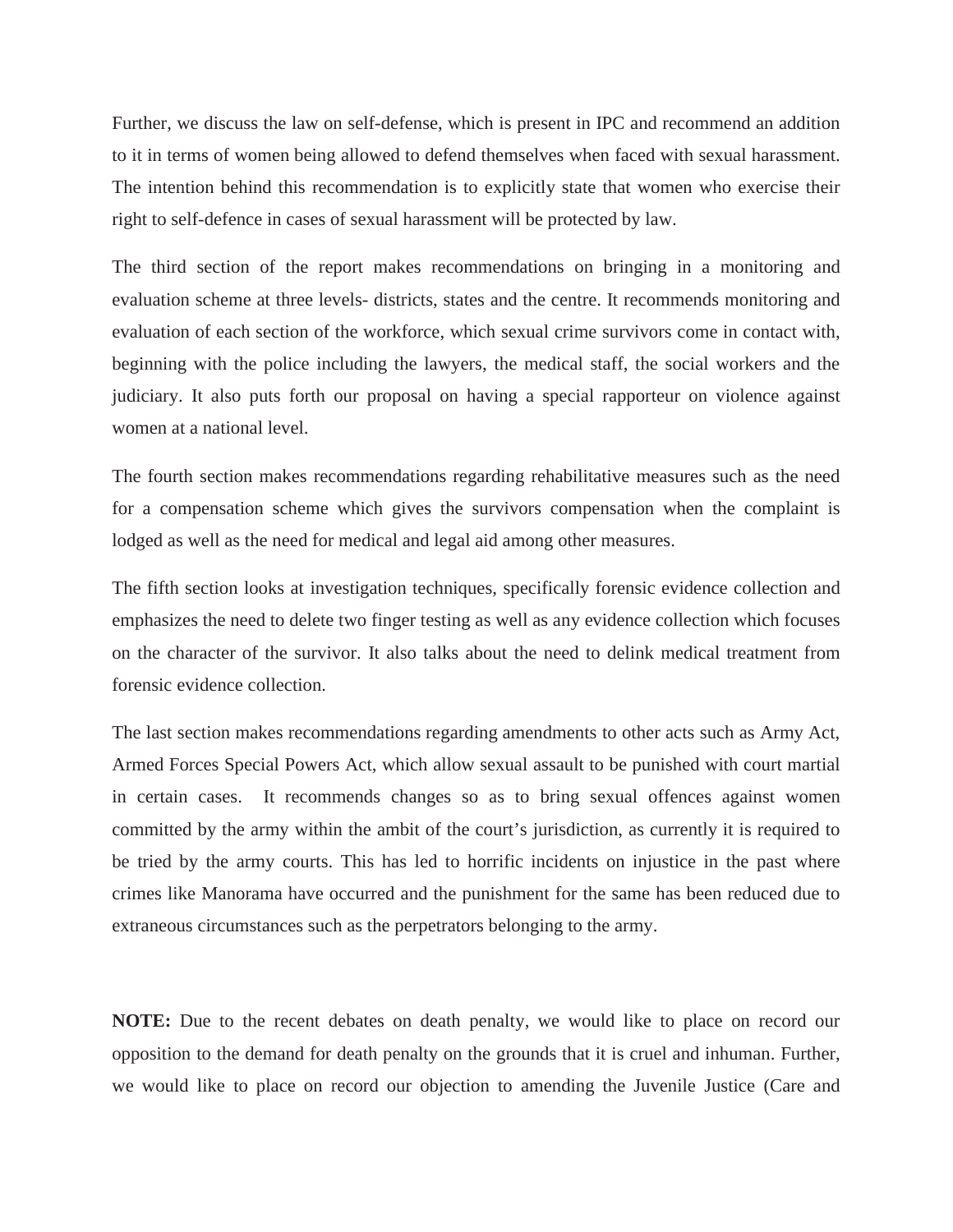Further, we discuss the law on self-defense, which is present in IPC and recommend an addition to it in terms of women being allowed to defend themselves when faced with sexual harassment. The intention behind this recommendation is to explicitly state that women who exercise their right to self-defence in cases of sexual harassment will be protected by law.

The third section of the report makes recommendations on bringing in a monitoring and evaluation scheme at three levels- districts, states and the centre. It recommends monitoring and evaluation of each section of the workforce, which sexual crime survivors come in contact with, beginning with the police including the lawyers, the medical staff, the social workers and the judiciary. It also puts forth our proposal on having a special rapporteur on violence against women at a national level.

The fourth section makes recommendations regarding rehabilitative measures such as the need for a compensation scheme which gives the survivors compensation when the complaint is lodged as well as the need for medical and legal aid among other measures.

The fifth section looks at investigation techniques, specifically forensic evidence collection and emphasizes the need to delete two finger testing as well as any evidence collection which focuses on the character of the survivor. It also talks about the need to delink medical treatment from forensic evidence collection.

The last section makes recommendations regarding amendments to other acts such as Army Act, Armed Forces Special Powers Act, which allow sexual assault to be punished with court martial in certain cases. It recommends changes so as to bring sexual offences against women committed by the army within the ambit of the court's jurisdiction, as currently it is required to be tried by the army courts. This has led to horrific incidents on injustice in the past where crimes like Manorama have occurred and the punishment for the same has been reduced due to extraneous circumstances such as the perpetrators belonging to the army.

**NOTE:** Due to the recent debates on death penalty, we would like to place on record our opposition to the demand for death penalty on the grounds that it is cruel and inhuman. Further, we would like to place on record our objection to amending the Juvenile Justice (Care and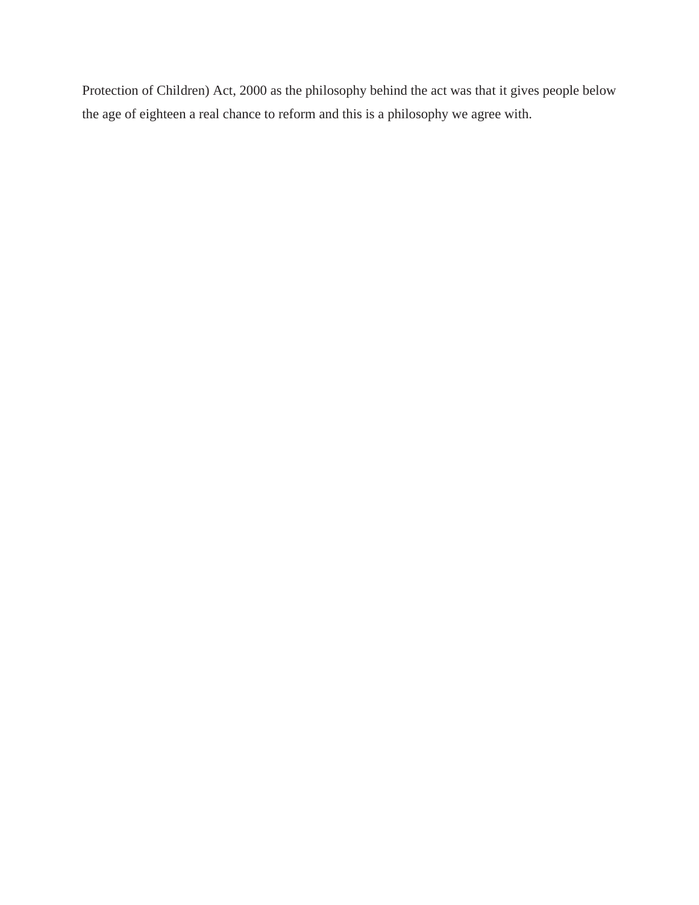Protection of Children) Act, 2000 as the philosophy behind the act was that it gives people below the age of eighteen a real chance to reform and this is a philosophy we agree with.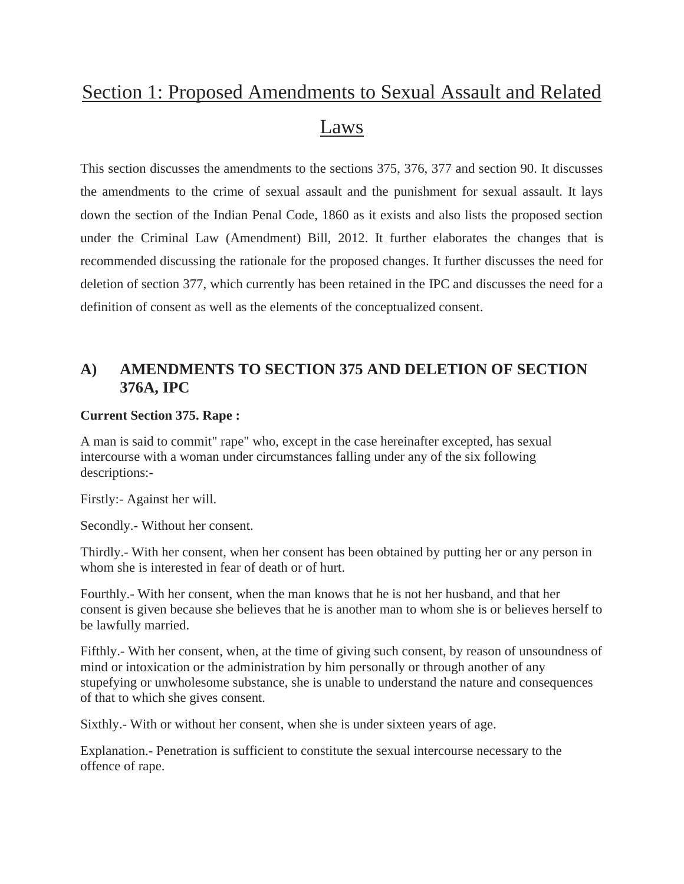# Section 1: Proposed Amendments to Sexual Assault and Related Laws

This section discusses the amendments to the sections 375, 376, 377 and section 90. It discusses the amendments to the crime of sexual assault and the punishment for sexual assault. It lays down the section of the Indian Penal Code, 1860 as it exists and also lists the proposed section under the Criminal Law (Amendment) Bill, 2012. It further elaborates the changes that is recommended discussing the rationale for the proposed changes. It further discusses the need for deletion of section 377, which currently has been retained in the IPC and discusses the need for a definition of consent as well as the elements of the conceptualized consent.

## A) AMENDMENTS TO SECTION 375 AND DELETION OF SECTION 376A, IPC

**Current Section 375. Rape :**

A man is said to commit" rape" who, except in the case hereinafter excepted, has sexual intercourse with a woman under circumstances falling under any of the six following descriptions:-

Firstly:- Against her will.

Secondly.- Without her consent.

Thirdly.- With her consent, when her consent has been obtained by putting her or any person in whom she is interested in fear of death or of hurt.

Fourthly.- With her consent, when the man knows that he is not her husband, and that her consent is given because she believes that he is another man to whom she is or believes herself to be lawfully married.

Fifthly.- With her consent, when, at the time of giving such consent, by reason of unsoundness of mind or intoxication or the administration by him personally or through another of any stupefying or unwholesome substance, she is unable to understand the nature and consequences of that to which she gives consent.

Sixthly.- With or without her consent, when she is under sixteen years of age.

Explanation.- Penetration is sufficient to constitute the sexual intercourse necessary to the offence of rape.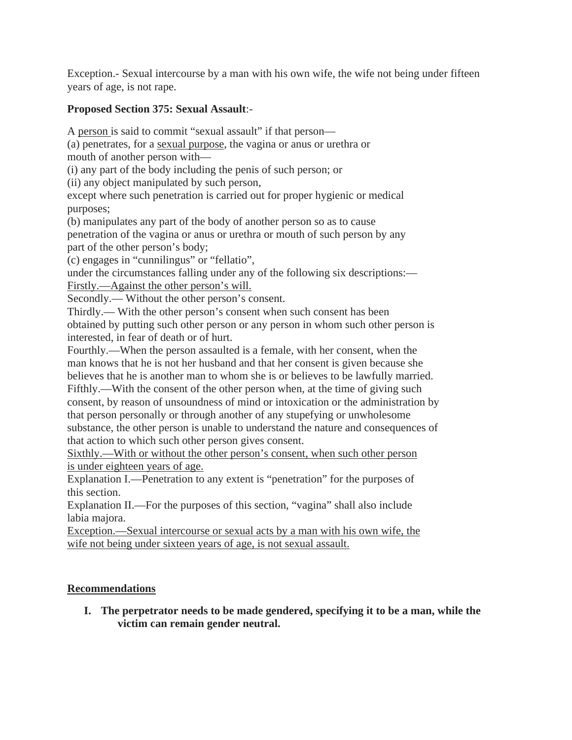Exception.- Sexual intercourse by a man with his own wife, the wife not being under fifteen years of age, is not rape.

**Proposed Section 375: Sexual Assault**:-

A person is said to commit “sexual assault” if that person—
(a) penetrates, for a sexual purpose, the vagina or anus or urethra or mouth of another person with—
(i) any part of the body including the penis of such person; or
(ii) any object manipulated by such person,
except where such penetration is carried out for proper hygienic or medical purposes;
(b) manipulates any part of the body of another person so as to cause penetration of the vagina or anus or urethra or mouth of such person by any part of the other person’s body;
(c) engages in “cunnilingus” or “fellatio”,
under the circumstances falling under any of the following six descriptions:—
Firstly.—Against the other person’s will.
Secondly.— Without the other person’s consent.
Thirdly.— With the other person’s consent when such consent has been obtained by putting such other person or any person in whom such other person is interested, in fear of death or of hurt.
Fourthly.—When the person assaulted is a female, with her consent, when the man knows that he is not her husband and that her consent is given because she believes that he is another man to whom she is or believes to be lawfully married.
Fifthly.—With the consent of the other person when, at the time of giving such consent, by reason of unsoundness of mind or intoxication or the administration by that person personally or through another of any stupefying or unwholesome substance, the other person is unable to understand the nature and consequences of that action to which such other person gives consent.
Sixthly.—With or without the other person’s consent, when such other person is under eighteen years of age.
Explanation I.—Penetration to any extent is “penetration” for the purposes of this section.
Explanation II.—For the purposes of this section, “vagina” shall also include labia majora.
Exception.—Sexual intercourse or sexual acts by a man with his own wife, the wife not being under sixteen years of age, is not sexual assault.

## Recommendations

I. **The perpetrator needs to be made gendered, specifying it to be a man, while the victim can remain gender neutral.**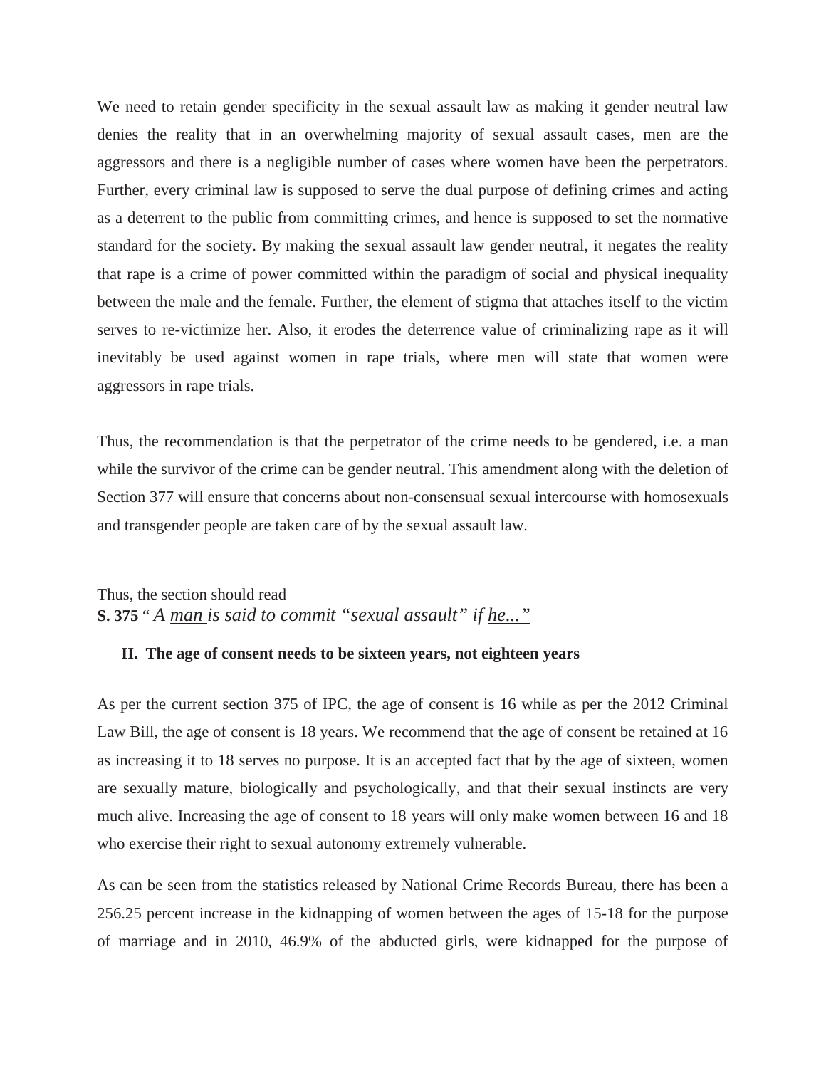We need to retain gender specificity in the sexual assault law as making it gender neutral law denies the reality that in an overwhelming majority of sexual assault cases, men are the aggressors and there is a negligible number of cases where women have been the perpetrators. Further, every criminal law is supposed to serve the dual purpose of defining crimes and acting as a deterrent to the public from committing crimes, and hence is supposed to set the normative standard for the society. By making the sexual assault law gender neutral, it negates the reality that rape is a crime of power committed within the paradigm of social and physical inequality between the male and the female. Further, the element of stigma that attaches itself to the victim serves to re-victimize her. Also, it erodes the deterrence value of criminalizing rape as it will inevitably be used against women in rape trials, where men will state that women were aggressors in rape trials.

Thus, the recommendation is that the perpetrator of the crime needs to be gendered, i.e. a man while the survivor of the crime can be gender neutral. This amendment along with the deletion of Section 377 will ensure that concerns about non-consensual sexual intercourse with homosexuals and transgender people are taken care of by the sexual assault law.

Thus, the section should read
**S. 375** " *A <u>man</u> is said to commit "sexual assault" if <u>he..."</u>*

### II. The age of consent needs to be sixteen years, not eighteen years

As per the current section 375 of IPC, the age of consent is 16 while as per the 2012 Criminal Law Bill, the age of consent is 18 years. We recommend that the age of consent be retained at 16 as increasing it to 18 serves no purpose. It is an accepted fact that by the age of sixteen, women are sexually mature, biologically and psychologically, and that their sexual instincts are very much alive. Increasing the age of consent to 18 years will only make women between 16 and 18 who exercise their right to sexual autonomy extremely vulnerable.

As can be seen from the statistics released by National Crime Records Bureau, there has been a 256.25 percent increase in the kidnapping of women between the ages of 15-18 for the purpose of marriage and in 2010, 46.9% of the abducted girls, were kidnapped for the purpose of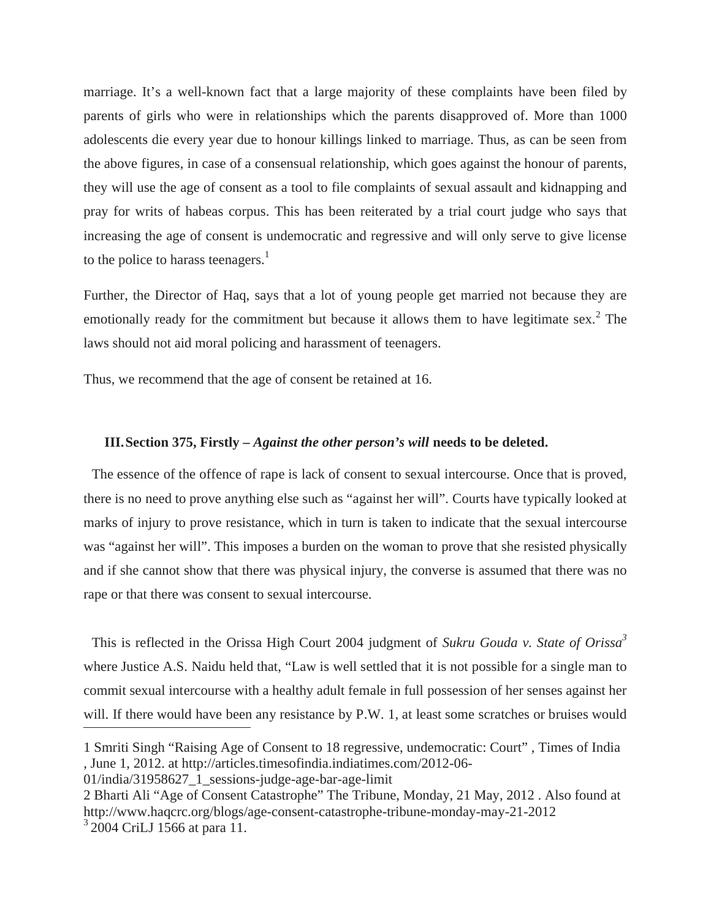marriage. It's a well-known fact that a large majority of these complaints have been filed by parents of girls who were in relationships which the parents disapproved of. More than 1000 adolescents die every year due to honour killings linked to marriage. Thus, as can be seen from the above figures, in case of a consensual relationship, which goes against the honour of parents, they will use the age of consent as a tool to file complaints of sexual assault and kidnapping and pray for writs of habeas corpus. This has been reiterated by a trial court judge who says that increasing the age of consent is undemocratic and regressive and will only serve to give license to the police to harass teenagers.[1]

Further, the Director of Haq, says that a lot of young people get married not because they are emotionally ready for the commitment but because it allows them to have legitimate sex.[2] The laws should not aid moral policing and harassment of teenagers.

Thus, we recommend that the age of consent be retained at 16.

### III. Section 375, Firstly – *Against the other person's will* needs to be deleted.

The essence of the offence of rape is lack of consent to sexual intercourse. Once that is proved, there is no need to prove anything else such as "against her will". Courts have typically looked at marks of injury to prove resistance, which in turn is taken to indicate that the sexual intercourse was "against her will". This imposes a burden on the woman to prove that she resisted physically and if she cannot show that there was physical injury, the converse is assumed that there was no rape or that there was consent to sexual intercourse.

This is reflected in the Orissa High Court 2004 judgment of *Sukru Gouda v. State of Orissa*[3] where Justice A.S. Naidu held that, "Law is well settled that it is not possible for a single man to commit sexual intercourse with a healthy adult female in full possession of her senses against her will. If there would have been any resistance by P.W. 1, at least some scratches or bruises would

---

1 Smriti Singh "Raising Age of Consent to 18 regressive, undemocratic: Court" , Times of India , June 1, 2012. at http://articles.timesofindia.indiatimes.com/2012-06-01/india/31958627_1_sessions-judge-age-bar-age-limit

2 Bharti Ali "Age of Consent Catastrophe" The Tribune, Monday, 21 May, 2012 . Also found at http://www.haqcrc.org/blogs/age-consent-catastrophe-tribune-monday-may-21-2012

3 2004 CriLJ 1566 at para 11.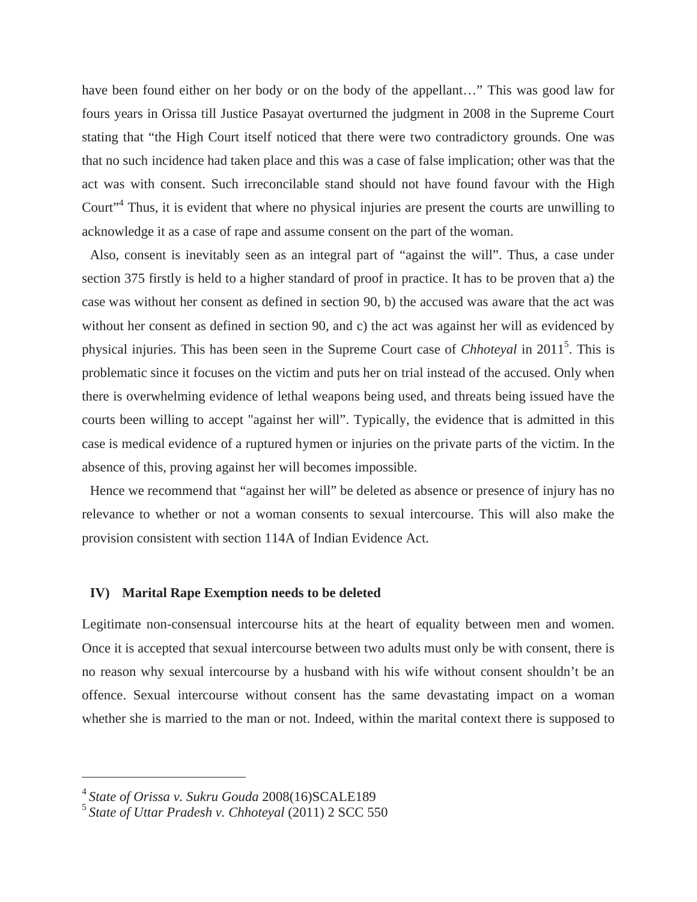have been found either on her body or on the body of the appellant…" This was good law for fours years in Orissa till Justice Pasayat overturned the judgment in 2008 in the Supreme Court stating that "the High Court itself noticed that there were two contradictory grounds. One was that no such incidence had taken place and this was a case of false implication; other was that the act was with consent. Such irreconcilable stand should not have found favour with the High Court"[4] Thus, it is evident that where no physical injuries are present the courts are unwilling to acknowledge it as a case of rape and assume consent on the part of the woman.

Also, consent is inevitably seen as an integral part of "against the will". Thus, a case under section 375 firstly is held to a higher standard of proof in practice. It has to be proven that a) the case was without her consent as defined in section 90, b) the accused was aware that the act was without her consent as defined in section 90, and c) the act was against her will as evidenced by physical injuries. This has been seen in the Supreme Court case of *Chhoteyal* in 2011[5]. This is problematic since it focuses on the victim and puts her on trial instead of the accused. Only when there is overwhelming evidence of lethal weapons being used, and threats being issued have the courts been willing to accept "against her will". Typically, the evidence that is admitted in this case is medical evidence of a ruptured hymen or injuries on the private parts of the victim. In the absence of this, proving against her will becomes impossible.

Hence we recommend that "against her will" be deleted as absence or presence of injury has no relevance to whether or not a woman consents to sexual intercourse. This will also make the provision consistent with section 114A of Indian Evidence Act.

### IV) Marital Rape Exemption needs to be deleted

Legitimate non-consensual intercourse hits at the heart of equality between men and women. Once it is accepted that sexual intercourse between two adults must only be with consent, there is no reason why sexual intercourse by a husband with his wife without consent shouldn't be an offence. Sexual intercourse without consent has the same devastating impact on a woman whether she is married to the man or not. Indeed, within the marital context there is supposed to

---

[4] *State of Orissa v. Sukru Gouda* 2008(16)SCALE189

[5] *State of Uttar Pradesh v. Chhoteyal* (2011) 2 SCC 550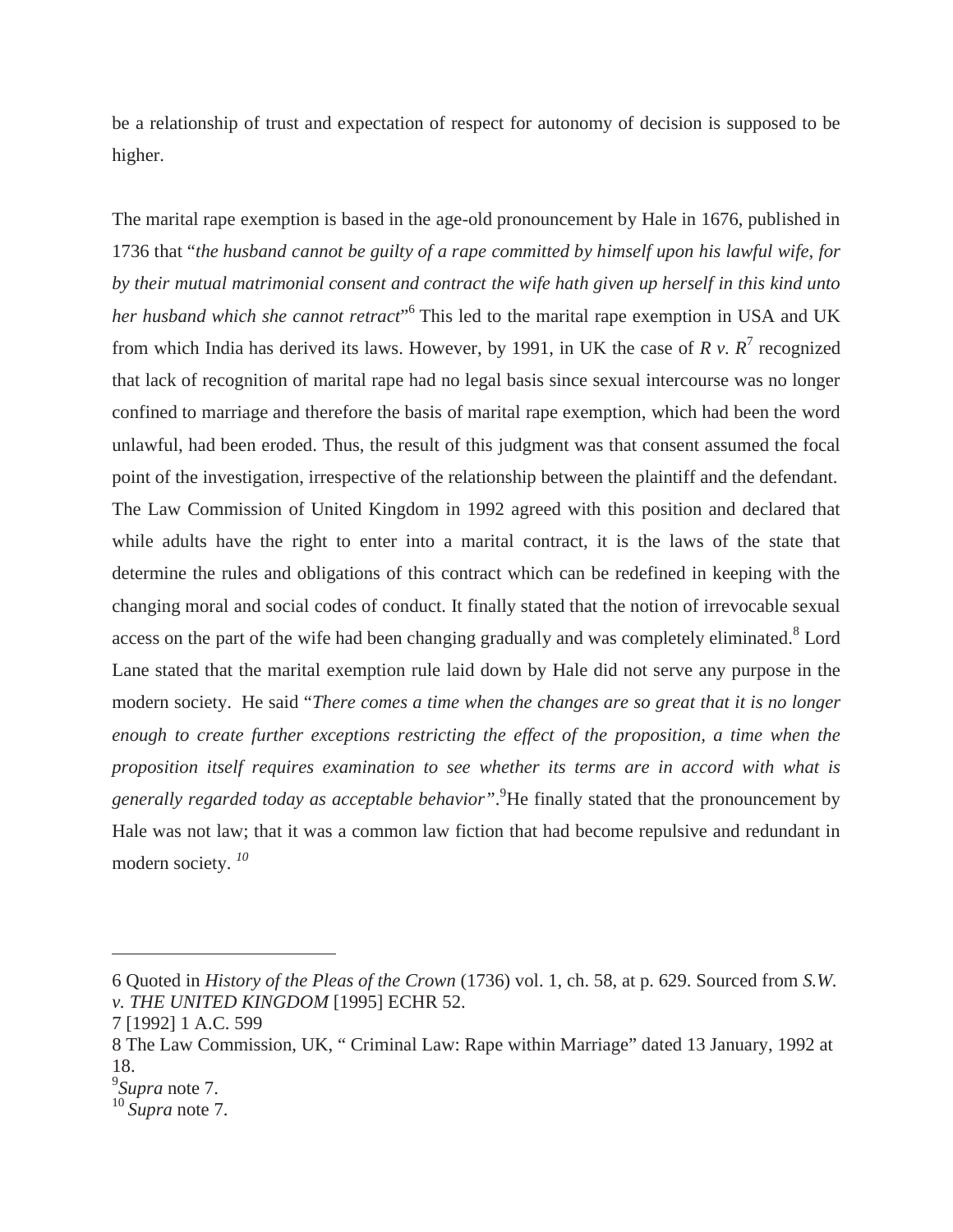be a relationship of trust and expectation of respect for autonomy of decision is supposed to be higher.

The marital rape exemption is based in the age-old pronouncement by Hale in 1676, published in 1736 that "*the husband cannot be guilty of a rape committed by himself upon his lawful wife, for by their mutual matrimonial consent and contract the wife hath given up herself in this kind unto her husband which she cannot retract*"[6] This led to the marital rape exemption in USA and UK from which India has derived its laws. However, by 1991, in UK the case of *R v. R*[7] recognized that lack of recognition of marital rape had no legal basis since sexual intercourse was no longer confined to marriage and therefore the basis of marital rape exemption, which had been the word unlawful, had been eroded. Thus, the result of this judgment was that consent assumed the focal point of the investigation, irrespective of the relationship between the plaintiff and the defendant. The Law Commission of United Kingdom in 1992 agreed with this position and declared that while adults have the right to enter into a marital contract, it is the laws of the state that determine the rules and obligations of this contract which can be redefined in keeping with the changing moral and social codes of conduct. It finally stated that the notion of irrevocable sexual access on the part of the wife had been changing gradually and was completely eliminated.[8] Lord Lane stated that the marital exemption rule laid down by Hale did not serve any purpose in the modern society. He said "*There comes a time when the changes are so great that it is no longer enough to create further exceptions restricting the effect of the proposition, a time when the proposition itself requires examination to see whether its terms are in accord with what is generally regarded today as acceptable behavior"*.[9]He finally stated that the pronouncement by Hale was not law; that it was a common law fiction that had become repulsive and redundant in modern society. [10]

---

6 Quoted in *History of the Pleas of the Crown* (1736) vol. 1, ch. 58, at p. 629. Sourced from *S.W. v. THE UNITED KINGDOM* [1995] ECHR 52.

7 [1992] 1 A.C. 599

8 The Law Commission, UK, " Criminal Law: Rape within Marriage" dated 13 January, 1992 at 18.

9 *Supra* note 7.

10 *Supra* note 7.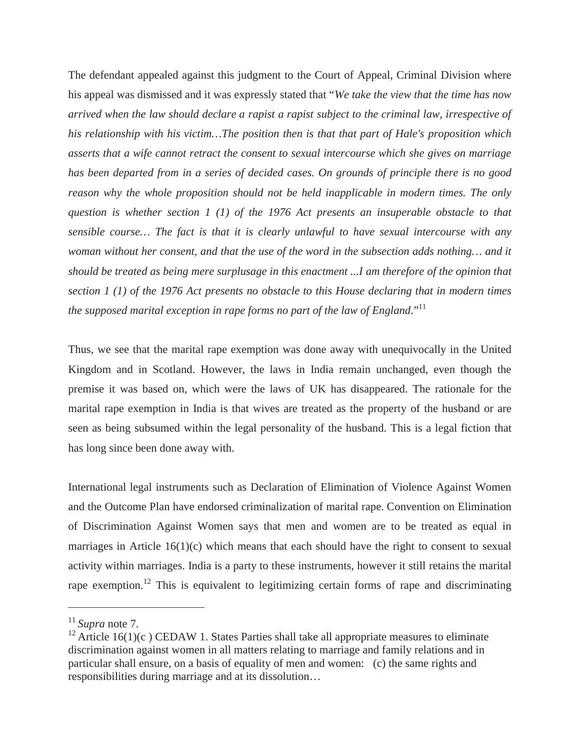The defendant appealed against this judgment to the Court of Appeal, Criminal Division where his appeal was dismissed and it was expressly stated that "*We take the view that the time has now arrived when the law should declare a rapist a rapist subject to the criminal law, irrespective of his relationship with his victim…The position then is that that part of Hale's proposition which asserts that a wife cannot retract the consent to sexual intercourse which she gives on marriage has been departed from in a series of decided cases. On grounds of principle there is no good reason why the whole proposition should not be held inapplicable in modern times. The only question is whether section 1 (1) of the 1976 Act presents an insuperable obstacle to that sensible course… The fact is that it is clearly unlawful to have sexual intercourse with any woman without her consent, and that the use of the word in the subsection adds nothing… and it should be treated as being mere surplusage in this enactment ...I am therefore of the opinion that section 1 (1) of the 1976 Act presents no obstacle to this House declaring that in modern times the supposed marital exception in rape forms no part of the law of England*."[11]

Thus, we see that the marital rape exemption was done away with unequivocally in the United Kingdom and in Scotland. However, the laws in India remain unchanged, even though the premise it was based on, which were the laws of UK has disappeared. The rationale for the marital rape exemption in India is that wives are treated as the property of the husband or are seen as being subsumed within the legal personality of the husband. This is a legal fiction that has long since been done away with.

International legal instruments such as Declaration of Elimination of Violence Against Women and the Outcome Plan have endorsed criminalization of marital rape. Convention on Elimination of Discrimination Against Women says that men and women are to be treated as equal in marriages in Article 16(1)(c) which means that each should have the right to consent to sexual activity within marriages. India is a party to these instruments, however it still retains the marital rape exemption.[12] This is equivalent to legitimizing certain forms of rape and discriminating

---

[11] *Supra* note 7.

[12] Article 16(1)(c ) CEDAW 1. States Parties shall take all appropriate measures to eliminate discrimination against women in all matters relating to marriage and family relations and in particular shall ensure, on a basis of equality of men and women: (c) the same rights and responsibilities during marriage and at its dissolution…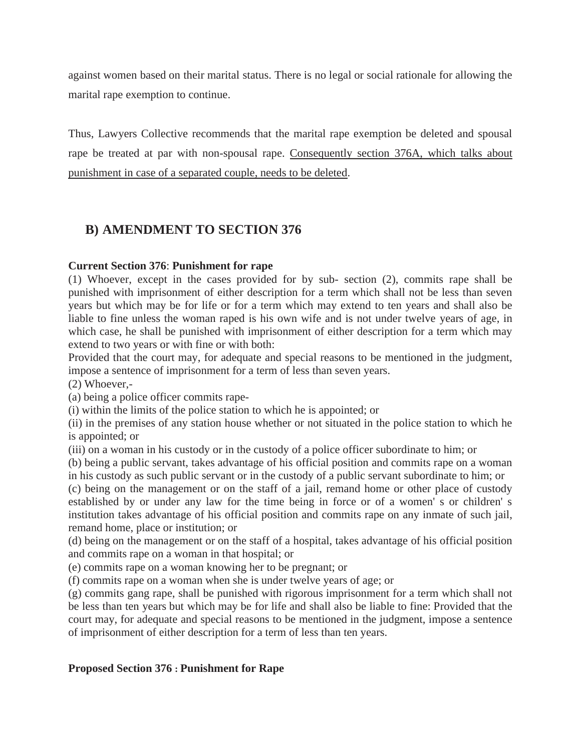against women based on their marital status. There is no legal or social rationale for allowing the marital rape exemption to continue.

Thus, Lawyers Collective recommends that the marital rape exemption be deleted and spousal rape be treated at par with non-spousal rape. <u>Consequently section 376A, which talks about punishment in case of a separated couple, needs to be deleted</u>.

## B) AMENDMENT TO SECTION 376

**Current Section 376**: **Punishment for rape**

(1) Whoever, except in the cases provided for by sub- section (2), commits rape shall be punished with imprisonment of either description for a term which shall not be less than seven years but which may be for life or for a term which may extend to ten years and shall also be liable to fine unless the woman raped is his own wife and is not under twelve years of age, in which case, he shall be punished with imprisonment of either description for a term which may extend to two years or with fine or with both:

Provided that the court may, for adequate and special reasons to be mentioned in the judgment, impose a sentence of imprisonment for a term of less than seven years.

(2) Whoever,-

(a) being a police officer commits rape-

(i) within the limits of the police station to which he is appointed; or

(ii) in the premises of any station house whether or not situated in the police station to which he is appointed; or

(iii) on a woman in his custody or in the custody of a police officer subordinate to him; or

(b) being a public servant, takes advantage of his official position and commits rape on a woman in his custody as such public servant or in the custody of a public servant subordinate to him; or

(c) being on the management or on the staff of a jail, remand home or other place of custody established by or under any law for the time being in force or of a women' s or children' s institution takes advantage of his official position and commits rape on any inmate of such jail, remand home, place or institution; or

(d) being on the management or on the staff of a hospital, takes advantage of his official position and commits rape on a woman in that hospital; or

(e) commits rape on a woman knowing her to be pregnant; or

(f) commits rape on a woman when she is under twelve years of age; or

(g) commits gang rape, shall be punished with rigorous imprisonment for a term which shall not be less than ten years but which may be for life and shall also be liable to fine: Provided that the court may, for adequate and special reasons to be mentioned in the judgment, impose a sentence of imprisonment of either description for a term of less than ten years.

**Proposed Section 376 : Punishment for Rape**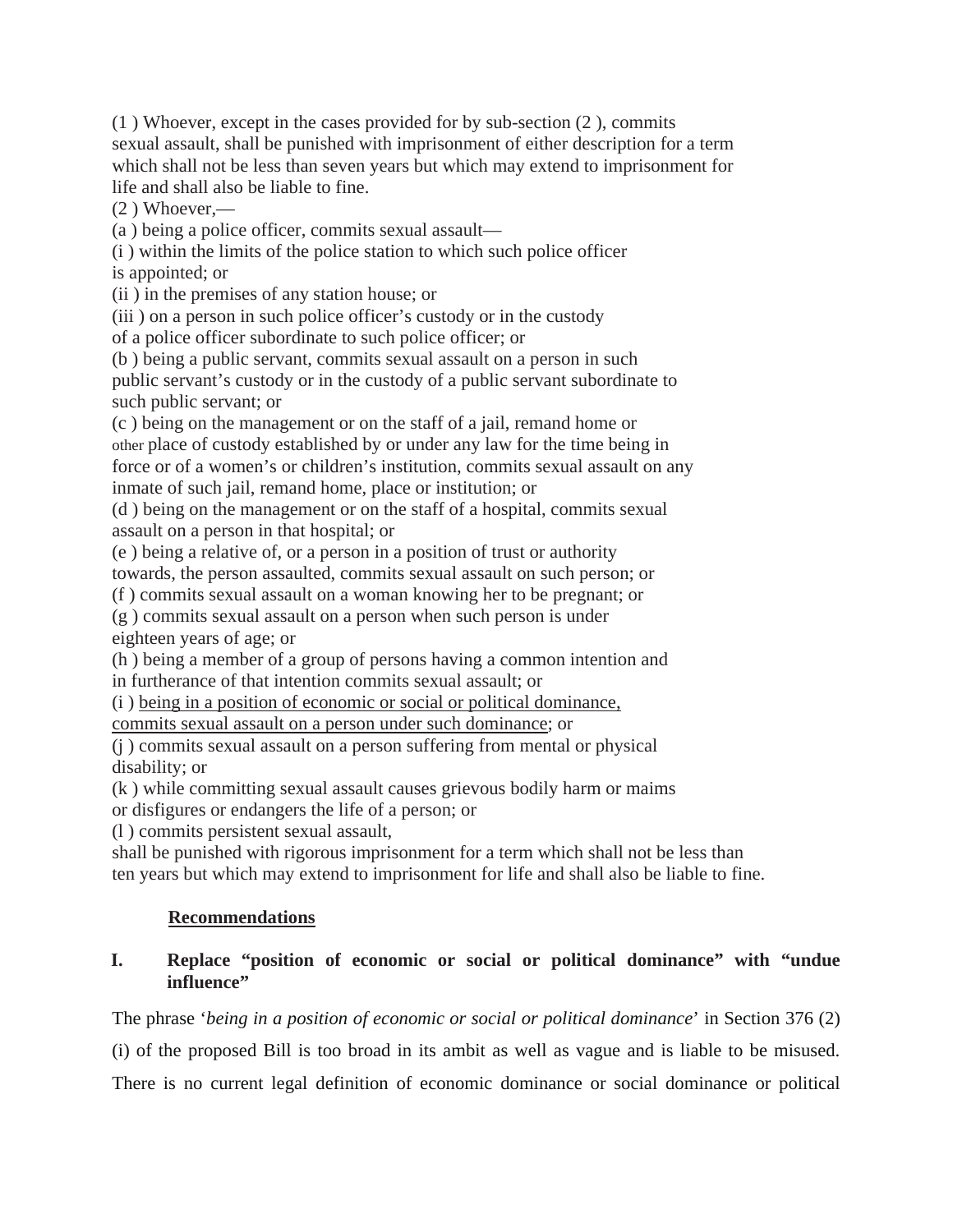(1 ) Whoever, except in the cases provided for by sub-section (2 ), commits sexual assault, shall be punished with imprisonment of either description for a term which shall not be less than seven years but which may extend to imprisonment for life and shall also be liable to fine.

(2 ) Whoever,—

(a ) being a police officer, commits sexual assault—

(i ) within the limits of the police station to which such police officer is appointed; or

(ii ) in the premises of any station house; or

(iii ) on a person in such police officer's custody or in the custody of a police officer subordinate to such police officer; or

(b ) being a public servant, commits sexual assault on a person in such public servant's custody or in the custody of a public servant subordinate to such public servant; or

(c ) being on the management or on the staff of a jail, remand home or other place of custody established by or under any law for the time being in force or of a women's or children's institution, commits sexual assault on any inmate of such jail, remand home, place or institution; or

(d ) being on the management or on the staff of a hospital, commits sexual assault on a person in that hospital; or

(e ) being a relative of, or a person in a position of trust or authority towards, the person assaulted, commits sexual assault on such person; or

(f ) commits sexual assault on a woman knowing her to be pregnant; or

(g ) commits sexual assault on a person when such person is under eighteen years of age; or

(h ) being a member of a group of persons having a common intention and in furtherance of that intention commits sexual assault; or

(i ) <u>being in a position of economic or social or political dominance, commits sexual assault on a person under such dominance</u>; or

(j ) commits sexual assault on a person suffering from mental or physical disability; or

(k ) while committing sexual assault causes grievous bodily harm or maims or disfigures or endangers the life of a person; or

(l ) commits persistent sexual assault,

shall be punished with rigorous imprisonment for a term which shall not be less than ten years but which may extend to imprisonment for life and shall also be liable to fine.

## <u>Recommendations</u>

### I. Replace "position of economic or social or political dominance" with "undue influence"

The phrase '*being in a position of economic or social or political dominance*' in Section 376 (2) (i) of the proposed Bill is too broad in its ambit as well as vague and is liable to be misused. There is no current legal definition of economic dominance or social dominance or political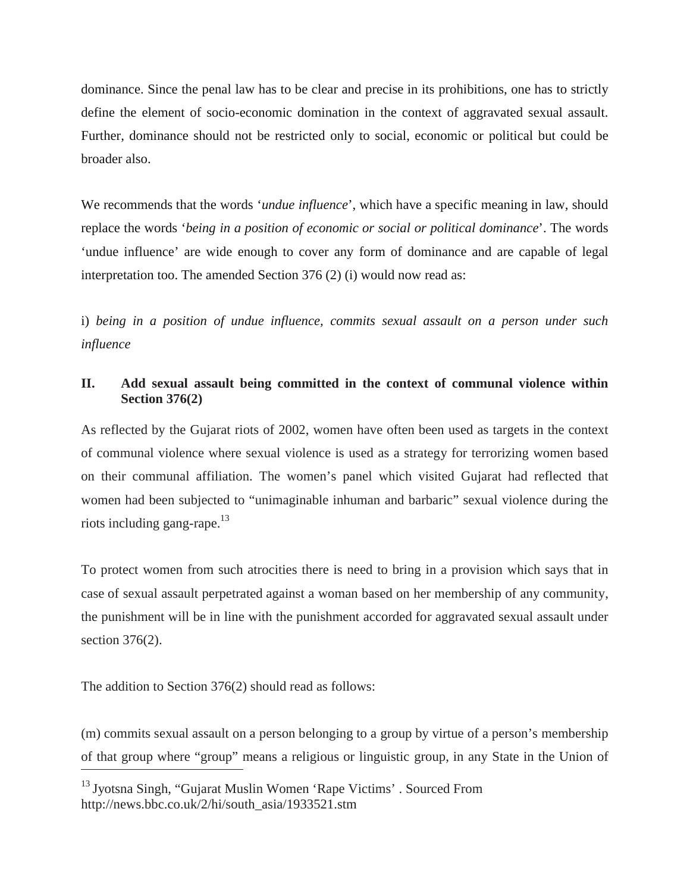dominance. Since the penal law has to be clear and precise in its prohibitions, one has to strictly define the element of socio-economic domination in the context of aggravated sexual assault. Further, dominance should not be restricted only to social, economic or political but could be broader also.

We recommends that the words '*undue influence*', which have a specific meaning in law, should replace the words '*being in a position of economic or social or political dominance*'. The words 'undue influence' are wide enough to cover any form of dominance and are capable of legal interpretation too. The amended Section 376 (2) (i) would now read as:

i) *being in a position of undue influence, commits sexual assault on a person under such influence*

**II. Add sexual assault being committed in the context of communal violence within Section 376(2)**

As reflected by the Gujarat riots of 2002, women have often been used as targets in the context of communal violence where sexual violence is used as a strategy for terrorizing women based on their communal affiliation. The women's panel which visited Gujarat had reflected that women had been subjected to "unimaginable inhuman and barbaric" sexual violence during the riots including gang-rape.[13]

To protect women from such atrocities there is need to bring in a provision which says that in case of sexual assault perpetrated against a woman based on her membership of any community, the punishment will be in line with the punishment accorded for aggravated sexual assault under section 376(2).

The addition to Section 376(2) should read as follows:

(m) commits sexual assault on a person belonging to a group by virtue of a person's membership of that group where "group" means a religious or linguistic group, in any State in the Union of

---

[13] Jyotsna Singh, "Gujarat Muslin Women 'Rape Victims' . Sourced From http://news.bbc.co.uk/2/hi/south_asia/1933521.stm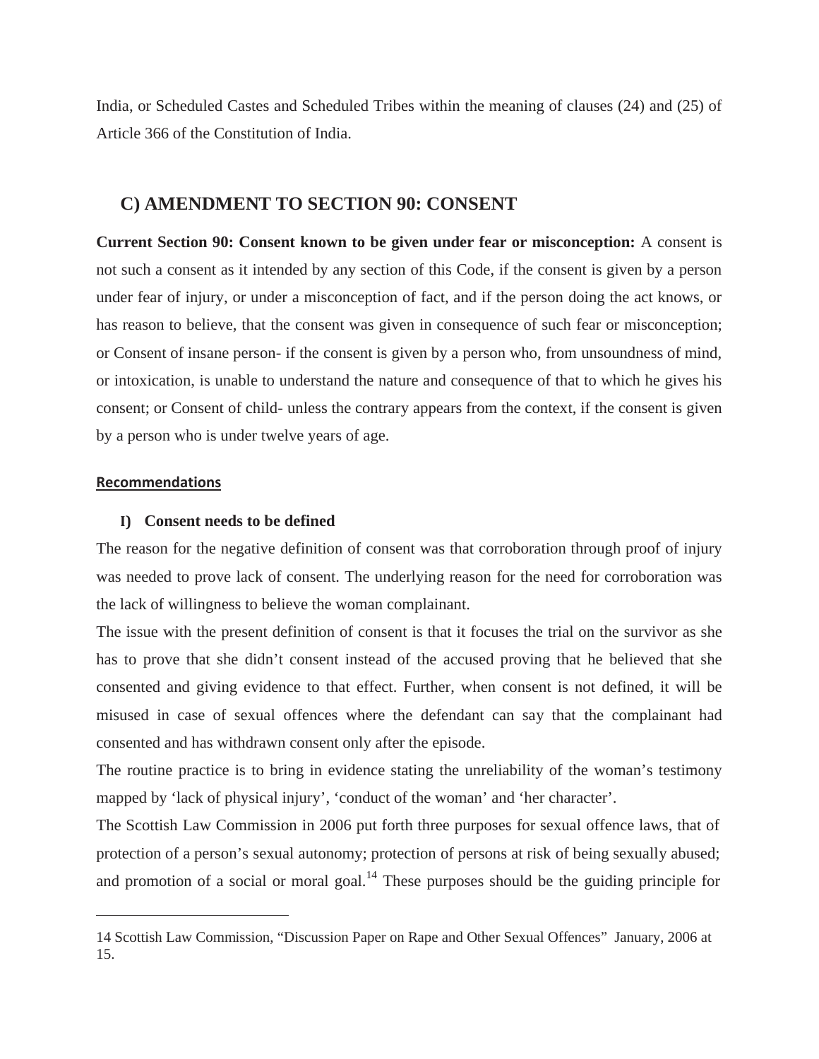India, or Scheduled Castes and Scheduled Tribes within the meaning of clauses (24) and (25) of Article 366 of the Constitution of India.

## C) AMENDMENT TO SECTION 90: CONSENT

**Current Section 90: Consent known to be given under fear or misconception:** A consent is not such a consent as it intended by any section of this Code, if the consent is given by a person under fear of injury, or under a misconception of fact, and if the person doing the act knows, or has reason to believe, that the consent was given in consequence of such fear or misconception; or Consent of insane person- if the consent is given by a person who, from unsoundness of mind, or intoxication, is unable to understand the nature and consequence of that to which he gives his consent; or Consent of child- unless the contrary appears from the context, if the consent is given by a person who is under twelve years of age.

**Recommendations**

**I) Consent needs to be defined**

The reason for the negative definition of consent was that corroboration through proof of injury was needed to prove lack of consent. The underlying reason for the need for corroboration was the lack of willingness to believe the woman complainant.

The issue with the present definition of consent is that it focuses the trial on the survivor as she has to prove that she didn't consent instead of the accused proving that he believed that she consented and giving evidence to that effect. Further, when consent is not defined, it will be misused in case of sexual offences where the defendant can say that the complainant had consented and has withdrawn consent only after the episode.

The routine practice is to bring in evidence stating the unreliability of the woman's testimony mapped by 'lack of physical injury', 'conduct of the woman' and 'her character'.

The Scottish Law Commission in 2006 put forth three purposes for sexual offence laws, that of protection of a person's sexual autonomy; protection of persons at risk of being sexually abused; and promotion of a social or moral goal.[14] These purposes should be the guiding principle for

---

14 Scottish Law Commission, "Discussion Paper on Rape and Other Sexual Offences" January, 2006 at 15.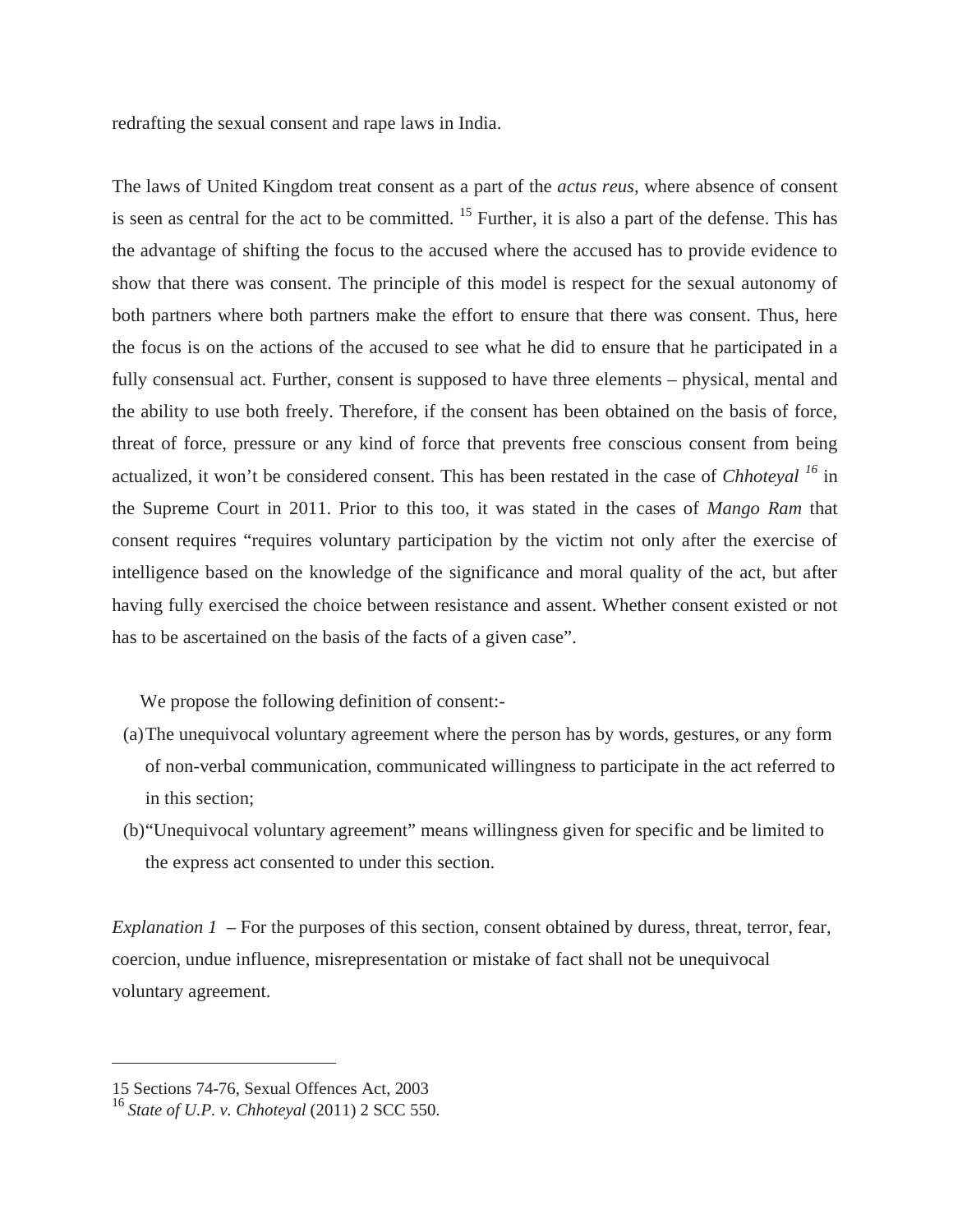redrafting the sexual consent and rape laws in India.

The laws of United Kingdom treat consent as a part of the *actus reus*, where absence of consent is seen as central for the act to be committed. [15] Further, it is also a part of the defense. This has the advantage of shifting the focus to the accused where the accused has to provide evidence to show that there was consent. The principle of this model is respect for the sexual autonomy of both partners where both partners make the effort to ensure that there was consent. Thus, here the focus is on the actions of the accused to see what he did to ensure that he participated in a fully consensual act. Further, consent is supposed to have three elements – physical, mental and the ability to use both freely. Therefore, if the consent has been obtained on the basis of force, threat of force, pressure or any kind of force that prevents free conscious consent from being actualized, it won't be considered consent. This has been restated in the case of *Chhoteyal* [16] in the Supreme Court in 2011. Prior to this too, it was stated in the cases of *Mango Ram* that consent requires "requires voluntary participation by the victim not only after the exercise of intelligence based on the knowledge of the significance and moral quality of the act, but after having fully exercised the choice between resistance and assent. Whether consent existed or not has to be ascertained on the basis of the facts of a given case".

We propose the following definition of consent:-

(a) The unequivocal voluntary agreement where the person has by words, gestures, or any form of non-verbal communication, communicated willingness to participate in the act referred to in this section;

(b) "Unequivocal voluntary agreement" means willingness given for specific and be limited to the express act consented to under this section.

*Explanation 1* – For the purposes of this section, consent obtained by duress, threat, terror, fear, coercion, undue influence, misrepresentation or mistake of fact shall not be unequivocal voluntary agreement.

---

15 Sections 74-76, Sexual Offences Act, 2003

16 *State of U.P. v. Chhoteyal* (2011) 2 SCC 550.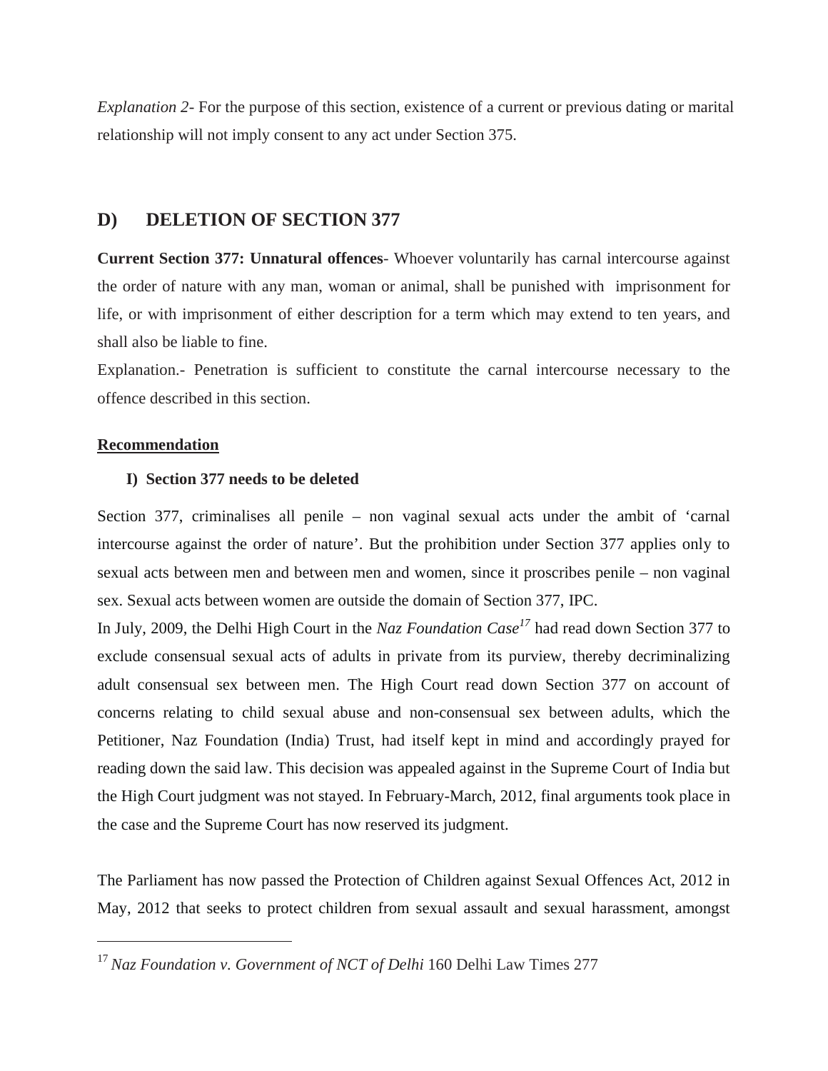*Explanation 2*- For the purpose of this section, existence of a current or previous dating or marital relationship will not imply consent to any act under Section 375.

## D) DELETION OF SECTION 377

**Current Section 377: Unnatural offences**- Whoever voluntarily has carnal intercourse against the order of nature with any man, woman or animal, shall be punished with imprisonment for life, or with imprisonment of either description for a term which may extend to ten years, and shall also be liable to fine.

Explanation.- Penetration is sufficient to constitute the carnal intercourse necessary to the offence described in this section.

**Recommendation**

**I) Section 377 needs to be deleted**

Section 377, criminalises all penile – non vaginal sexual acts under the ambit of 'carnal intercourse against the order of nature'. But the prohibition under Section 377 applies only to sexual acts between men and between men and women, since it proscribes penile – non vaginal sex. Sexual acts between women are outside the domain of Section 377, IPC.

In July, 2009, the Delhi High Court in the *Naz Foundation Case*[17] had read down Section 377 to exclude consensual sexual acts of adults in private from its purview, thereby decriminalizing adult consensual sex between men. The High Court read down Section 377 on account of concerns relating to child sexual abuse and non-consensual sex between adults, which the Petitioner, Naz Foundation (India) Trust, had itself kept in mind and accordingly prayed for reading down the said law. This decision was appealed against in the Supreme Court of India but the High Court judgment was not stayed. In February-March, 2012, final arguments took place in the case and the Supreme Court has now reserved its judgment.

The Parliament has now passed the Protection of Children against Sexual Offences Act, 2012 in May, 2012 that seeks to protect children from sexual assault and sexual harassment, amongst

---

[17] *Naz Foundation v. Government of NCT of Delhi* 160 Delhi Law Times 277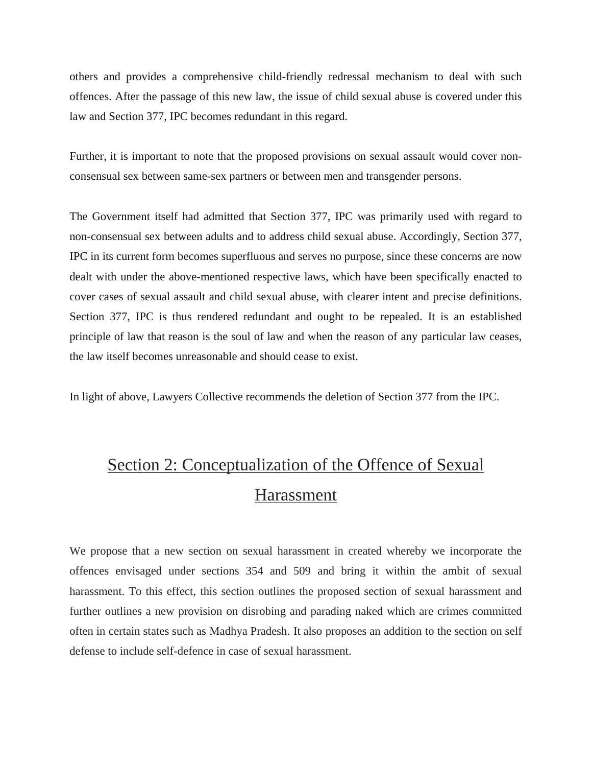others and provides a comprehensive child-friendly redressal mechanism to deal with such offences. After the passage of this new law, the issue of child sexual abuse is covered under this law and Section 377, IPC becomes redundant in this regard.

Further, it is important to note that the proposed provisions on sexual assault would cover non-consensual sex between same-sex partners or between men and transgender persons.

The Government itself had admitted that Section 377, IPC was primarily used with regard to non-consensual sex between adults and to address child sexual abuse. Accordingly, Section 377, IPC in its current form becomes superfluous and serves no purpose, since these concerns are now dealt with under the above-mentioned respective laws, which have been specifically enacted to cover cases of sexual assault and child sexual abuse, with clearer intent and precise definitions. Section 377, IPC is thus rendered redundant and ought to be repealed. It is an established principle of law that reason is the soul of law and when the reason of any particular law ceases, the law itself becomes unreasonable and should cease to exist.

In light of above, Lawyers Collective recommends the deletion of Section 377 from the IPC.

## Section 2: Conceptualization of the Offence of Sexual Harassment

We propose that a new section on sexual harassment in created whereby we incorporate the offences envisaged under sections 354 and 509 and bring it within the ambit of sexual harassment. To this effect, this section outlines the proposed section of sexual harassment and further outlines a new provision on disrobing and parading naked which are crimes committed often in certain states such as Madhya Pradesh. It also proposes an addition to the section on self defense to include self-defence in case of sexual harassment.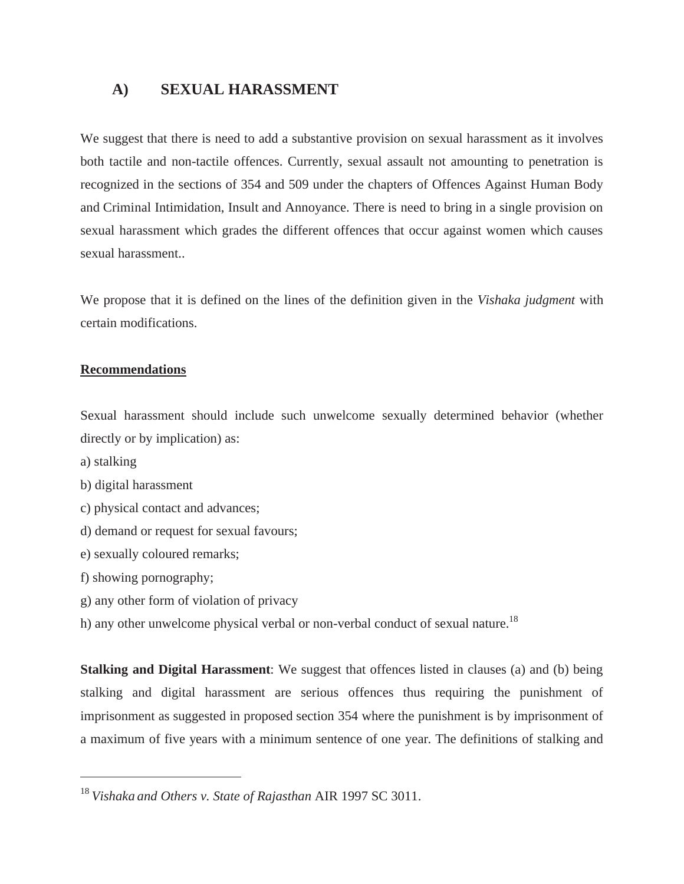## A) SEXUAL HARASSMENT

We suggest that there is need to add a substantive provision on sexual harassment as it involves both tactile and non-tactile offences. Currently, sexual assault not amounting to penetration is recognized in the sections of 354 and 509 under the chapters of Offences Against Human Body and Criminal Intimidation, Insult and Annoyance. There is need to bring in a single provision on sexual harassment which grades the different offences that occur against women which causes sexual harassment..

We propose that it is defined on the lines of the definition given in the *Vishaka judgment* with certain modifications.

**Recommendations**

Sexual harassment should include such unwelcome sexually determined behavior (whether directly or by implication) as:

a) stalking

b) digital harassment

c) physical contact and advances;

d) demand or request for sexual favours;

e) sexually coloured remarks;

f) showing pornography;

g) any other form of violation of privacy

h) any other unwelcome physical verbal or non-verbal conduct of sexual nature.[18]

**Stalking and Digital Harassment**: We suggest that offences listed in clauses (a) and (b) being stalking and digital harassment are serious offences thus requiring the punishment of imprisonment as suggested in proposed section 354 where the punishment is by imprisonment of a maximum of five years with a minimum sentence of one year. The definitions of stalking and

---

[18] *Vishaka and Others v. State of Rajasthan* AIR 1997 SC 3011.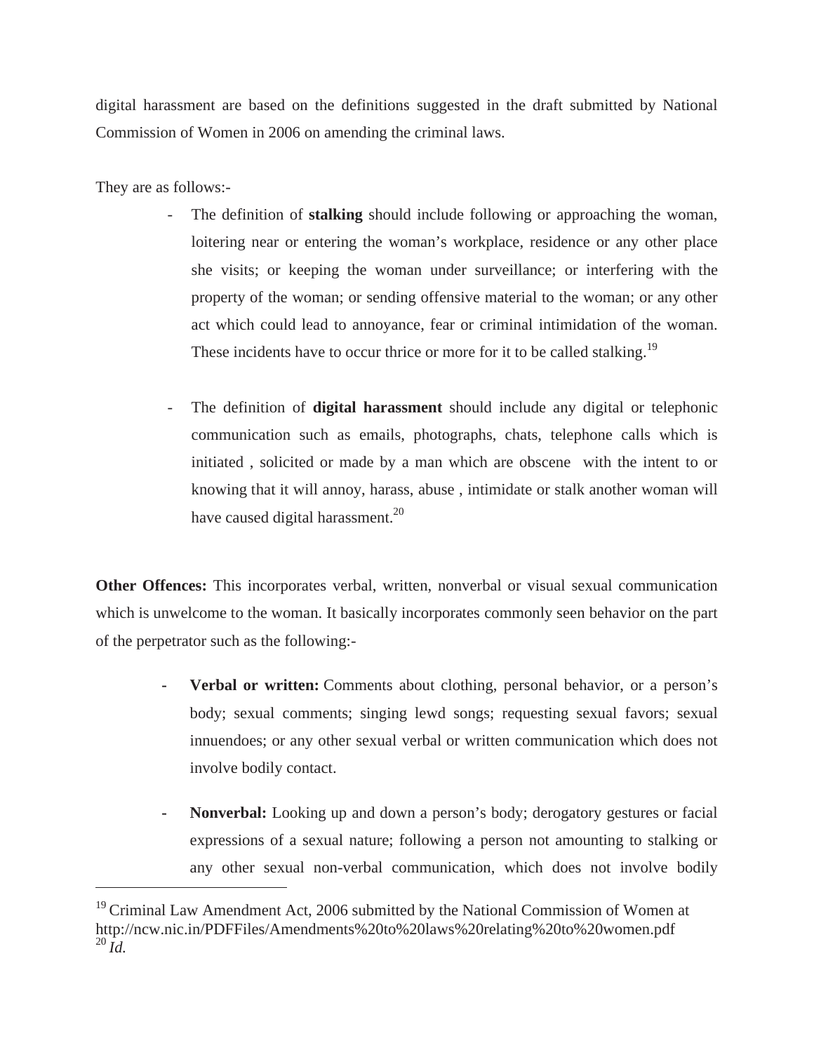digital harassment are based on the definitions suggested in the draft submitted by National Commission of Women in 2006 on amending the criminal laws.

They are as follows:-

- The definition of **stalking** should include following or approaching the woman, loitering near or entering the woman's workplace, residence or any other place she visits; or keeping the woman under surveillance; or interfering with the property of the woman; or sending offensive material to the woman; or any other act which could lead to annoyance, fear or criminal intimidation of the woman. These incidents have to occur thrice or more for it to be called stalking.[19]

- The definition of **digital harassment** should include any digital or telephonic communication such as emails, photographs, chats, telephone calls which is initiated , solicited or made by a man which are obscene with the intent to or knowing that it will annoy, harass, abuse , intimidate or stalk another woman will have caused digital harassment.[20]

**Other Offences:** This incorporates verbal, written, nonverbal or visual sexual communication which is unwelcome to the woman. It basically incorporates commonly seen behavior on the part of the perpetrator such as the following:-

- **Verbal or written:** Comments about clothing, personal behavior, or a person's body; sexual comments; singing lewd songs; requesting sexual favors; sexual innuendoes; or any other sexual verbal or written communication which does not involve bodily contact.

- **Nonverbal:** Looking up and down a person's body; derogatory gestures or facial expressions of a sexual nature; following a person not amounting to stalking or any other sexual non-verbal communication, which does not involve bodily

---

[19] Criminal Law Amendment Act, 2006 submitted by the National Commission of Women at http://ncw.nic.in/PDFFiles/Amendments%20to%20laws%20relating%20to%20women.pdf

[20] *Id.*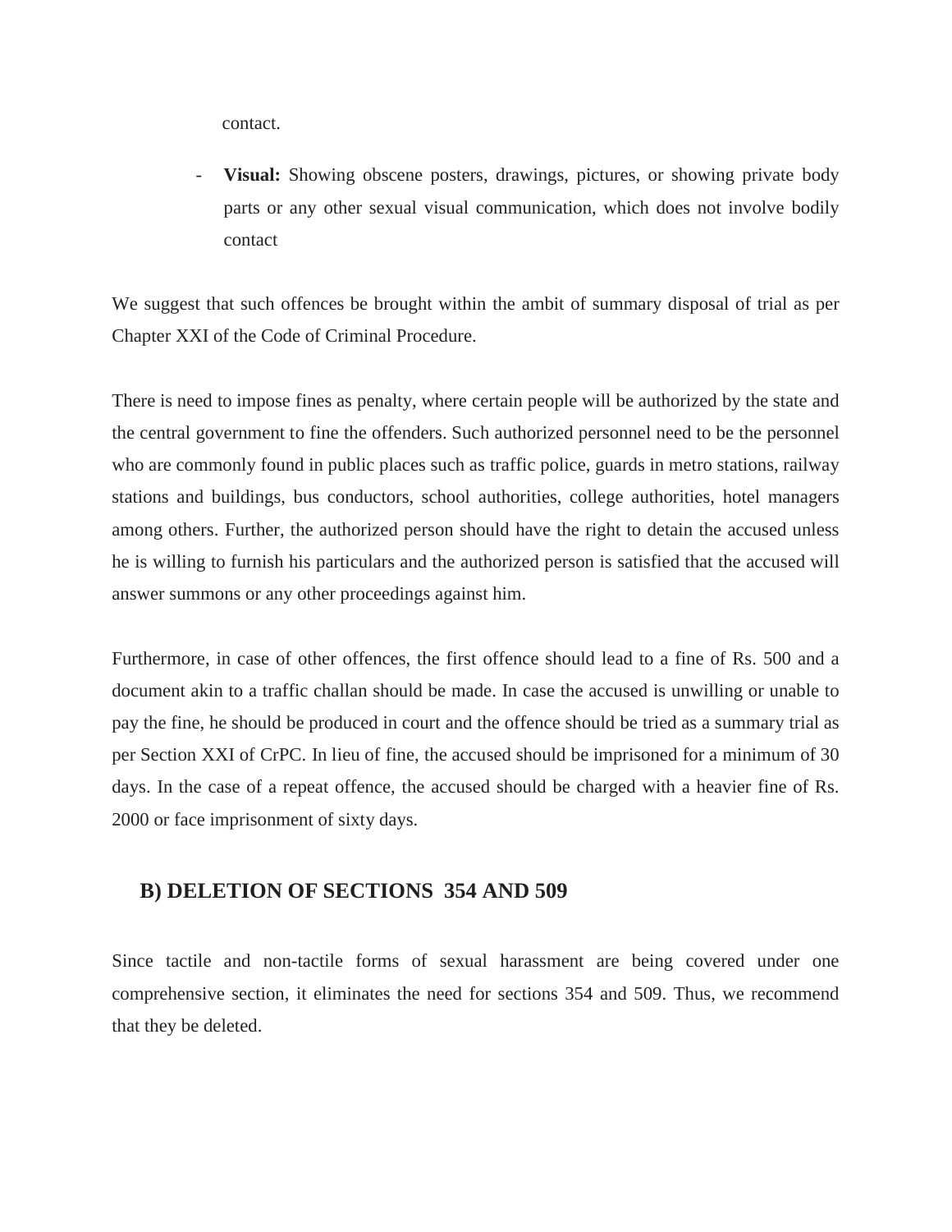contact.

- **Visual:** Showing obscene posters, drawings, pictures, or showing private body parts or any other sexual visual communication, which does not involve bodily contact

We suggest that such offences be brought within the ambit of summary disposal of trial as per Chapter XXI of the Code of Criminal Procedure.

There is need to impose fines as penalty, where certain people will be authorized by the state and the central government to fine the offenders. Such authorized personnel need to be the personnel who are commonly found in public places such as traffic police, guards in metro stations, railway stations and buildings, bus conductors, school authorities, college authorities, hotel managers among others. Further, the authorized person should have the right to detain the accused unless he is willing to furnish his particulars and the authorized person is satisfied that the accused will answer summons or any other proceedings against him.

Furthermore, in case of other offences, the first offence should lead to a fine of Rs. 500 and a document akin to a traffic challan should be made. In case the accused is unwilling or unable to pay the fine, he should be produced in court and the offence should be tried as a summary trial as per Section XXI of CrPC. In lieu of fine, the accused should be imprisoned for a minimum of 30 days. In the case of a repeat offence, the accused should be charged with a heavier fine of Rs. 2000 or face imprisonment of sixty days.

## B) DELETION OF SECTIONS 354 AND 509

Since tactile and non-tactile forms of sexual harassment are being covered under one comprehensive section, it eliminates the need for sections 354 and 509. Thus, we recommend that they be deleted.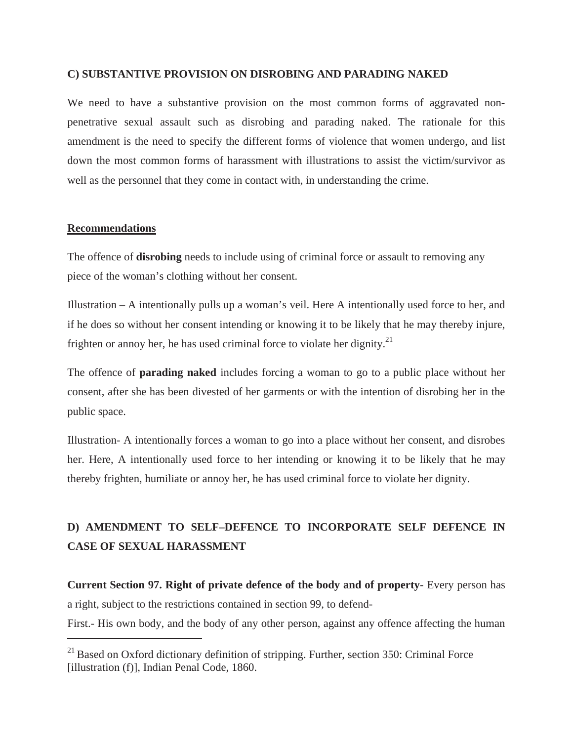### C) SUBSTANTIVE PROVISION ON DISROBING AND PARADING NAKED

We need to have a substantive provision on the most common forms of aggravated non-penetrative sexual assault such as disrobing and parading naked. The rationale for this amendment is the need to specify the different forms of violence that women undergo, and list down the most common forms of harassment with illustrations to assist the victim/survivor as well as the personnel that they come in contact with, in understanding the crime.

**Recommendations**

The offence of **disrobing** needs to include using of criminal force or assault to removing any piece of the woman's clothing without her consent.

Illustration – A intentionally pulls up a woman's veil. Here A intentionally used force to her, and if he does so without her consent intending or knowing it to be likely that he may thereby injure, frighten or annoy her, he has used criminal force to violate her dignity.[21]

The offence of **parading naked** includes forcing a woman to go to a public place without her consent, after she has been divested of her garments or with the intention of disrobing her in the public space.

Illustration- A intentionally forces a woman to go into a place without her consent, and disrobes her. Here, A intentionally used force to her intending or knowing it to be likely that he may thereby frighten, humiliate or annoy her, he has used criminal force to violate her dignity.

### D) AMENDMENT TO SELF–DEFENCE TO INCORPORATE SELF DEFENCE IN CASE OF SEXUAL HARASSMENT

**Current Section 97. Right of private defence of the body and of property**- Every person has a right, subject to the restrictions contained in section 99, to defend-

First.- His own body, and the body of any other person, against any offence affecting the human

---

[21] Based on Oxford dictionary definition of stripping. Further, section 350: Criminal Force [illustration (f)], Indian Penal Code, 1860.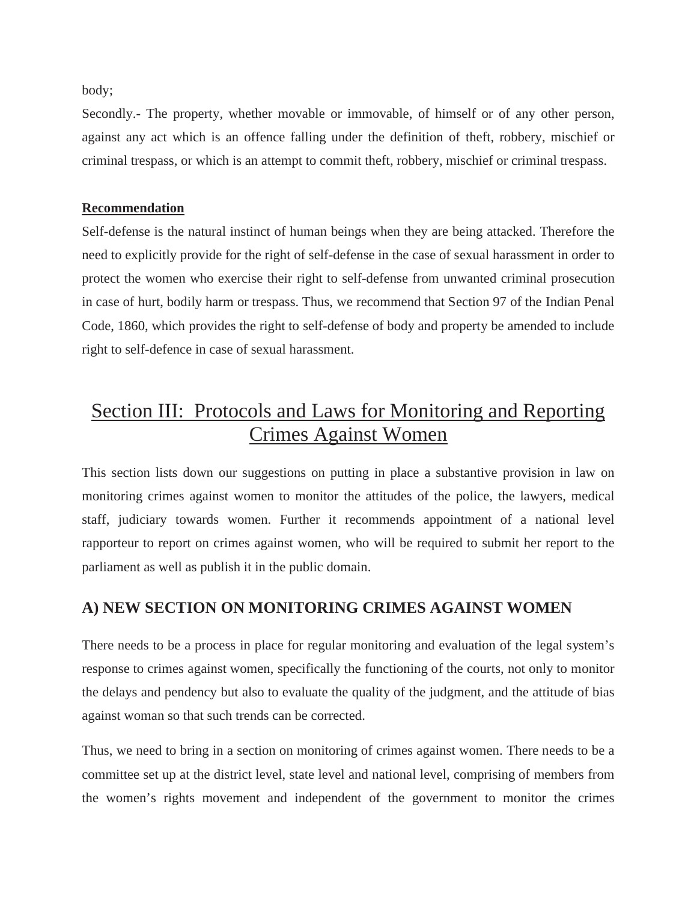body;

Secondly.- The property, whether movable or immovable, of himself or of any other person, against any act which is an offence falling under the definition of theft, robbery, mischief or criminal trespass, or which is an attempt to commit theft, robbery, mischief or criminal trespass.

**Recommendation**

Self-defense is the natural instinct of human beings when they are being attacked. Therefore the need to explicitly provide for the right of self-defense in the case of sexual harassment in order to protect the women who exercise their right to self-defense from unwanted criminal prosecution in case of hurt, bodily harm or trespass. Thus, we recommend that Section 97 of the Indian Penal Code, 1860, which provides the right to self-defense of body and property be amended to include right to self-defence in case of sexual harassment.

# Section III: Protocols and Laws for Monitoring and Reporting Crimes Against Women

This section lists down our suggestions on putting in place a substantive provision in law on monitoring crimes against women to monitor the attitudes of the police, the lawyers, medical staff, judiciary towards women. Further it recommends appointment of a national level rapporteur to report on crimes against women, who will be required to submit her report to the parliament as well as publish it in the public domain.

## A) NEW SECTION ON MONITORING CRIMES AGAINST WOMEN

There needs to be a process in place for regular monitoring and evaluation of the legal system's response to crimes against women, specifically the functioning of the courts, not only to monitor the delays and pendency but also to evaluate the quality of the judgment, and the attitude of bias against woman so that such trends can be corrected.

Thus, we need to bring in a section on monitoring of crimes against women. There needs to be a committee set up at the district level, state level and national level, comprising of members from the women's rights movement and independent of the government to monitor the crimes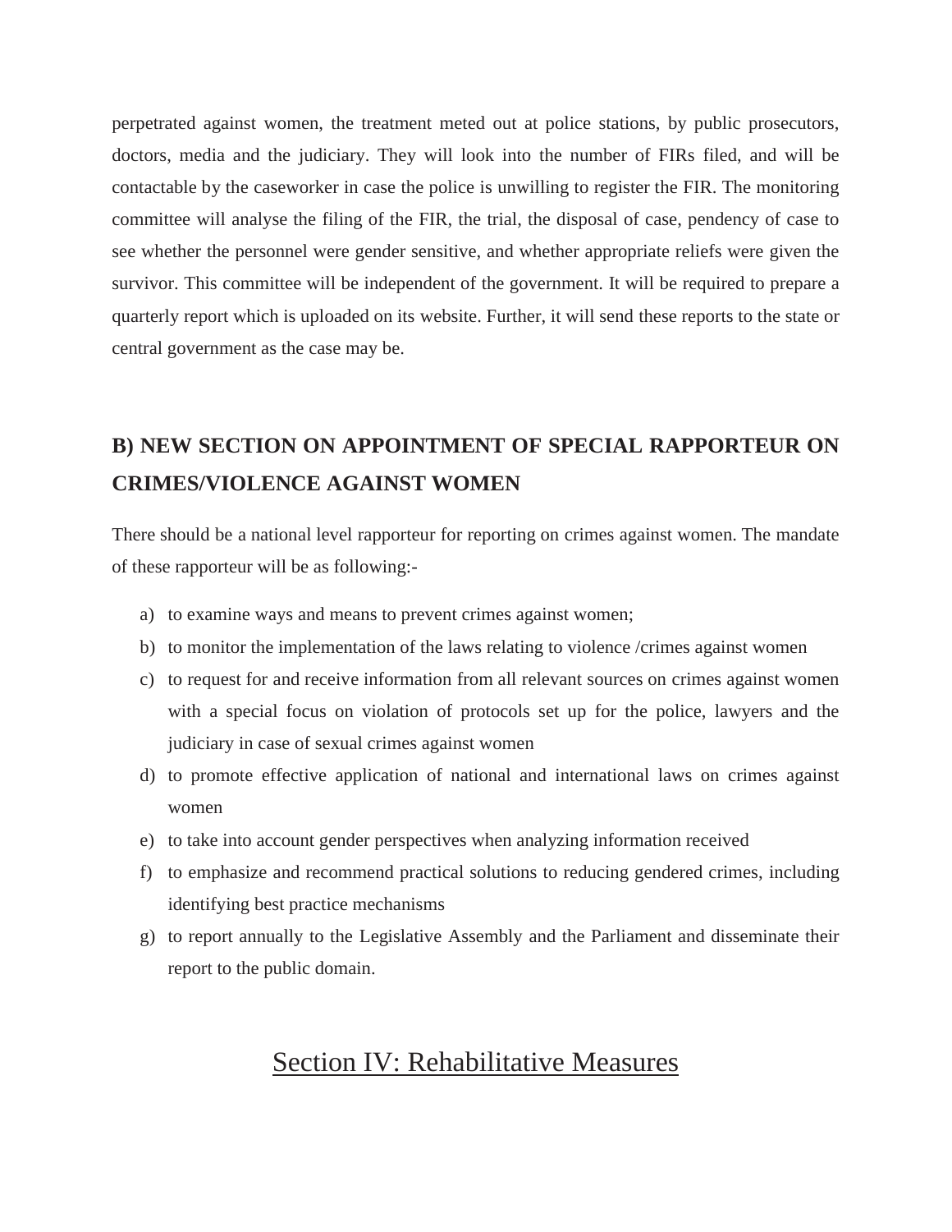perpetrated against women, the treatment meted out at police stations, by public prosecutors, doctors, media and the judiciary. They will look into the number of FIRs filed, and will be contactable by the caseworker in case the police is unwilling to register the FIR. The monitoring committee will analyse the filing of the FIR, the trial, the disposal of case, pendency of case to see whether the personnel were gender sensitive, and whether appropriate reliefs were given the survivor. This committee will be independent of the government. It will be required to prepare a quarterly report which is uploaded on its website. Further, it will send these reports to the state or central government as the case may be.

## B) NEW SECTION ON APPOINTMENT OF SPECIAL RAPPORTEUR ON CRIMES/VIOLENCE AGAINST WOMEN

There should be a national level rapporteur for reporting on crimes against women. The mandate of these rapporteur will be as following:-

a) to examine ways and means to prevent crimes against women;
b) to monitor the implementation of the laws relating to violence /crimes against women
c) to request for and receive information from all relevant sources on crimes against women with a special focus on violation of protocols set up for the police, lawyers and the judiciary in case of sexual crimes against women
d) to promote effective application of national and international laws on crimes against women
e) to take into account gender perspectives when analyzing information received
f) to emphasize and recommend practical solutions to reducing gendered crimes, including identifying best practice mechanisms
g) to report annually to the Legislative Assembly and the Parliament and disseminate their report to the public domain.

# Section IV: Rehabilitative Measures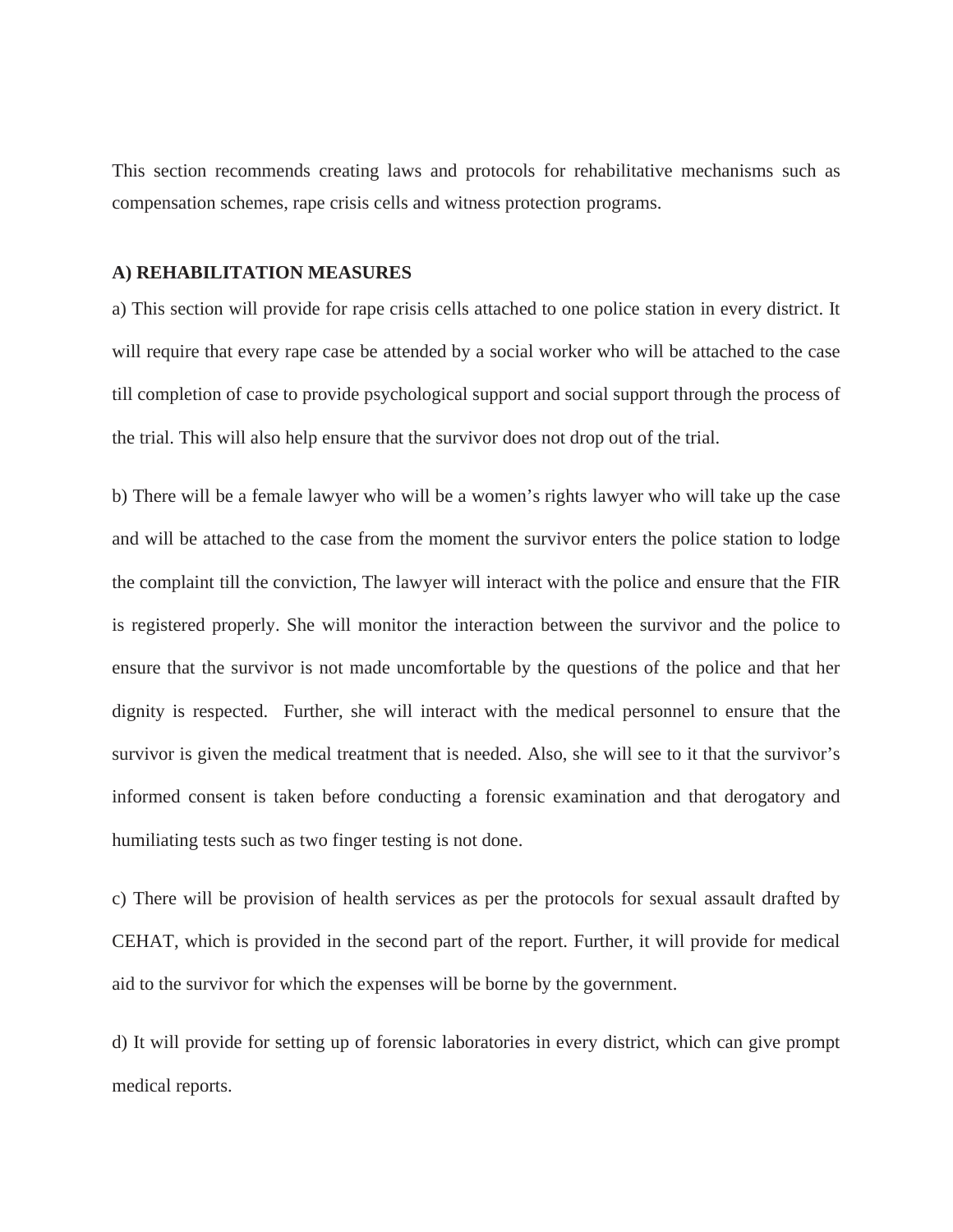This section recommends creating laws and protocols for rehabilitative mechanisms such as compensation schemes, rape crisis cells and witness protection programs.

**A) REHABILITATION MEASURES**

a) This section will provide for rape crisis cells attached to one police station in every district. It will require that every rape case be attended by a social worker who will be attached to the case till completion of case to provide psychological support and social support through the process of the trial. This will also help ensure that the survivor does not drop out of the trial.

b) There will be a female lawyer who will be a women's rights lawyer who will take up the case and will be attached to the case from the moment the survivor enters the police station to lodge the complaint till the conviction, The lawyer will interact with the police and ensure that the FIR is registered properly. She will monitor the interaction between the survivor and the police to ensure that the survivor is not made uncomfortable by the questions of the police and that her dignity is respected. Further, she will interact with the medical personnel to ensure that the survivor is given the medical treatment that is needed. Also, she will see to it that the survivor's informed consent is taken before conducting a forensic examination and that derogatory and humiliating tests such as two finger testing is not done.

c) There will be provision of health services as per the protocols for sexual assault drafted by CEHAT, which is provided in the second part of the report. Further, it will provide for medical aid to the survivor for which the expenses will be borne by the government.

d) It will provide for setting up of forensic laboratories in every district, which can give prompt medical reports.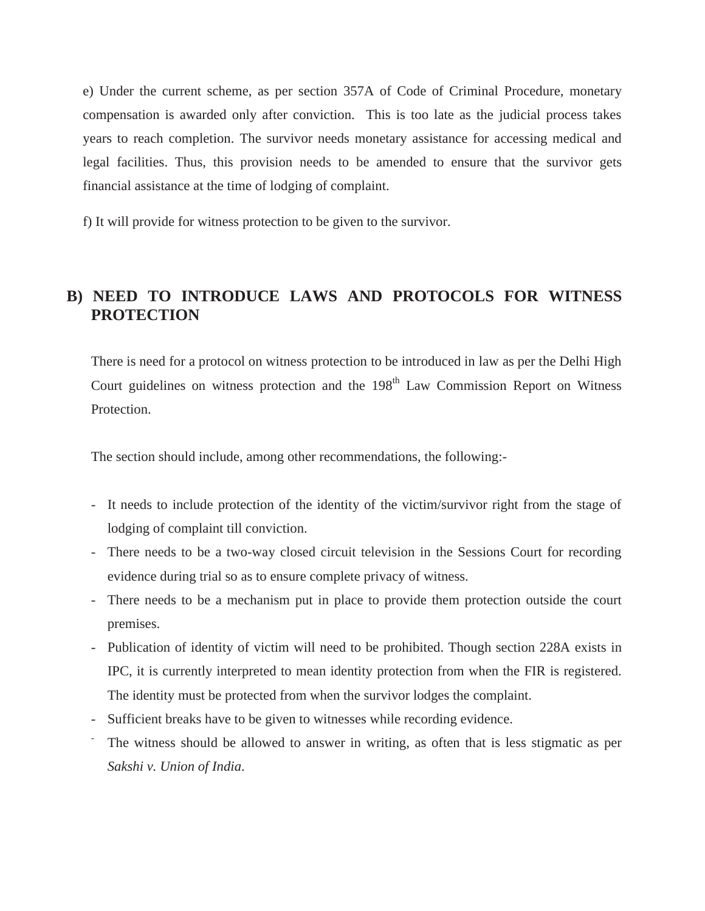e) Under the current scheme, as per section 357A of Code of Criminal Procedure, monetary compensation is awarded only after conviction. This is too late as the judicial process takes years to reach completion. The survivor needs monetary assistance for accessing medical and legal facilities. Thus, this provision needs to be amended to ensure that the survivor gets financial assistance at the time of lodging of complaint.

f) It will provide for witness protection to be given to the survivor.

## B) NEED TO INTRODUCE LAWS AND PROTOCOLS FOR WITNESS PROTECTION

There is need for a protocol on witness protection to be introduced in law as per the Delhi High Court guidelines on witness protection and the 198th Law Commission Report on Witness Protection.

The section should include, among other recommendations, the following:-

- It needs to include protection of the identity of the victim/survivor right from the stage of lodging of complaint till conviction.
- There needs to be a two-way closed circuit television in the Sessions Court for recording evidence during trial so as to ensure complete privacy of witness.
- There needs to be a mechanism put in place to provide them protection outside the court premises.
- Publication of identity of victim will need to be prohibited. Though section 228A exists in IPC, it is currently interpreted to mean identity protection from when the FIR is registered. The identity must be protected from when the survivor lodges the complaint.
- Sufficient breaks have to be given to witnesses while recording evidence.
- The witness should be allowed to answer in writing, as often that is less stigmatic as per *Sakshi v. Union of India*.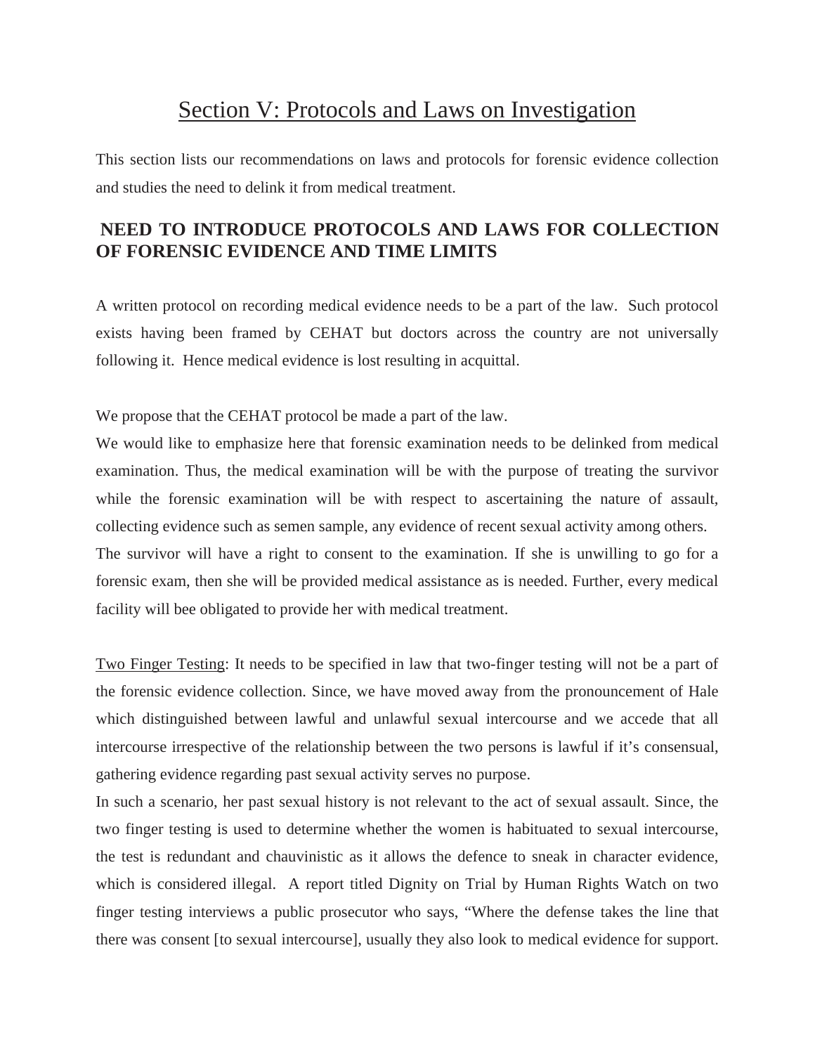# Section V: Protocols and Laws on Investigation

This section lists our recommendations on laws and protocols for forensic evidence collection and studies the need to delink it from medical treatment.

## NEED TO INTRODUCE PROTOCOLS AND LAWS FOR COLLECTION OF FORENSIC EVIDENCE AND TIME LIMITS

A written protocol on recording medical evidence needs to be a part of the law. Such protocol exists having been framed by CEHAT but doctors across the country are not universally following it. Hence medical evidence is lost resulting in acquittal.

We propose that the CEHAT protocol be made a part of the law.

We would like to emphasize here that forensic examination needs to be delinked from medical examination. Thus, the medical examination will be with the purpose of treating the survivor while the forensic examination will be with respect to ascertaining the nature of assault, collecting evidence such as semen sample, any evidence of recent sexual activity among others.

The survivor will have a right to consent to the examination. If she is unwilling to go for a forensic exam, then she will be provided medical assistance as is needed. Further, every medical facility will bee obligated to provide her with medical treatment.

Two Finger Testing: It needs to be specified in law that two-finger testing will not be a part of the forensic evidence collection. Since, we have moved away from the pronouncement of Hale which distinguished between lawful and unlawful sexual intercourse and we accede that all intercourse irrespective of the relationship between the two persons is lawful if it's consensual, gathering evidence regarding past sexual activity serves no purpose.

In such a scenario, her past sexual history is not relevant to the act of sexual assault. Since, the two finger testing is used to determine whether the women is habituated to sexual intercourse, the test is redundant and chauvinistic as it allows the defence to sneak in character evidence, which is considered illegal. A report titled Dignity on Trial by Human Rights Watch on two finger testing interviews a public prosecutor who says, "Where the defense takes the line that there was consent [to sexual intercourse], usually they also look to medical evidence for support.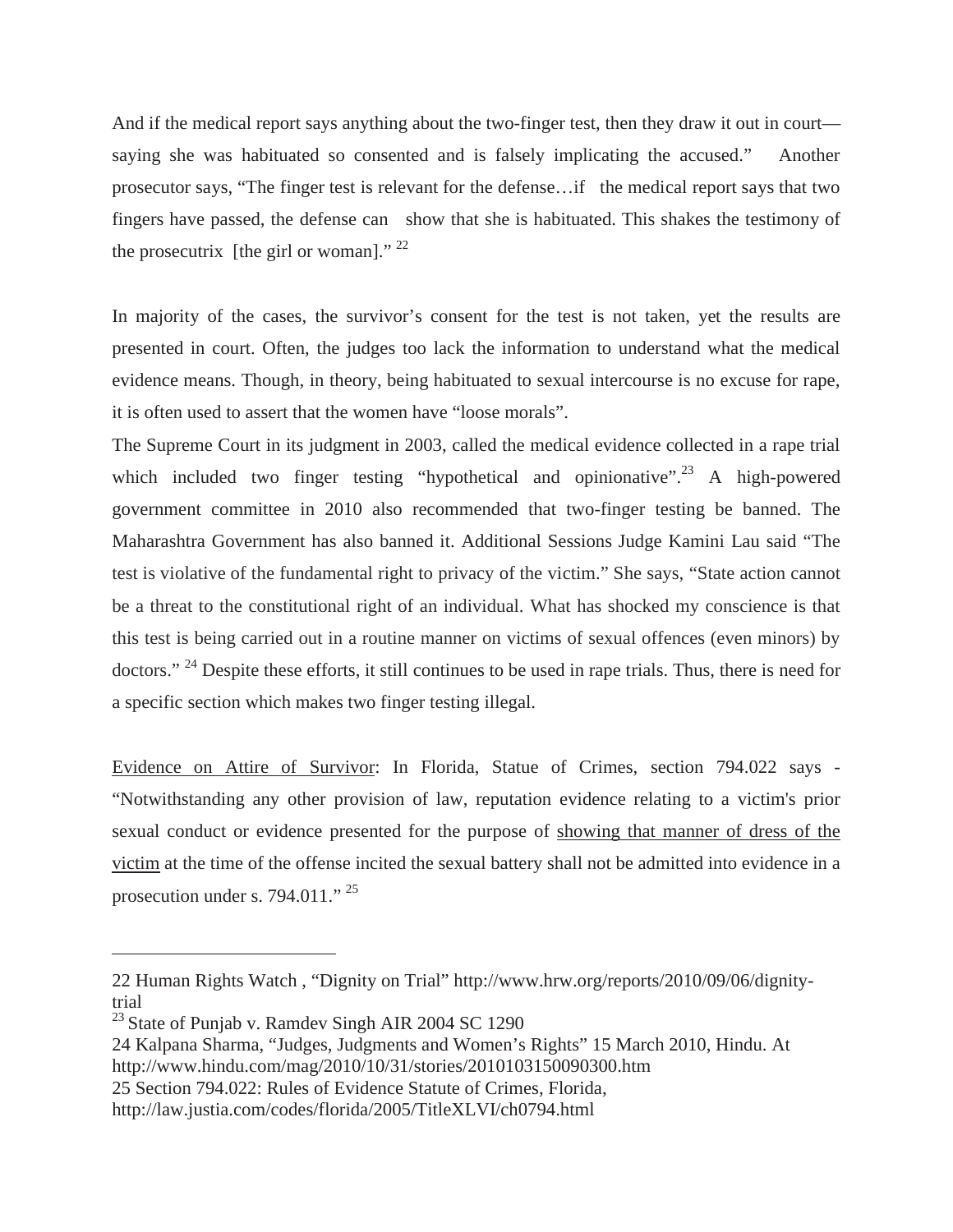And if the medical report says anything about the two-finger test, then they draw it out in court—saying she was habituated so consented and is falsely implicating the accused." Another prosecutor says, "The finger test is relevant for the defense…if the medical report says that two fingers have passed, the defense can show that she is habituated. This shakes the testimony of the prosecutrix [the girl or woman]." [22]

In majority of the cases, the survivor's consent for the test is not taken, yet the results are presented in court. Often, the judges too lack the information to understand what the medical evidence means. Though, in theory, being habituated to sexual intercourse is no excuse for rape, it is often used to assert that the women have "loose morals".

The Supreme Court in its judgment in 2003, called the medical evidence collected in a rape trial which included two finger testing "hypothetical and opinionative".[23] A high-powered government committee in 2010 also recommended that two-finger testing be banned. The Maharashtra Government has also banned it. Additional Sessions Judge Kamini Lau said "The test is violative of the fundamental right to privacy of the victim." She says, "State action cannot be a threat to the constitutional right of an individual. What has shocked my conscience is that this test is being carried out in a routine manner on victims of sexual offences (even minors) by doctors." [24] Despite these efforts, it still continues to be used in rape trials. Thus, there is need for a specific section which makes two finger testing illegal.

<u>Evidence on Attire of Survivor</u>: In Florida, Statue of Crimes, section 794.022 says - "Notwithstanding any other provision of law, reputation evidence relating to a victim's prior sexual conduct or evidence presented for the purpose of <u>showing that manner of dress of the victim</u> at the time of the offense incited the sexual battery shall not be admitted into evidence in a prosecution under s. 794.011." [25]

---

22 Human Rights Watch , "Dignity on Trial" http://www.hrw.org/reports/2010/09/06/dignity-trial

23 State of Punjab v. Ramdev Singh AIR 2004 SC 1290

24 Kalpana Sharma, "Judges, Judgments and Women's Rights" 15 March 2010, Hindu. At http://www.hindu.com/mag/2010/10/31/stories/2010103150090300.htm

25 Section 794.022: Rules of Evidence Statute of Crimes, Florida, http://law.justia.com/codes/florida/2005/TitleXLVI/ch0794.html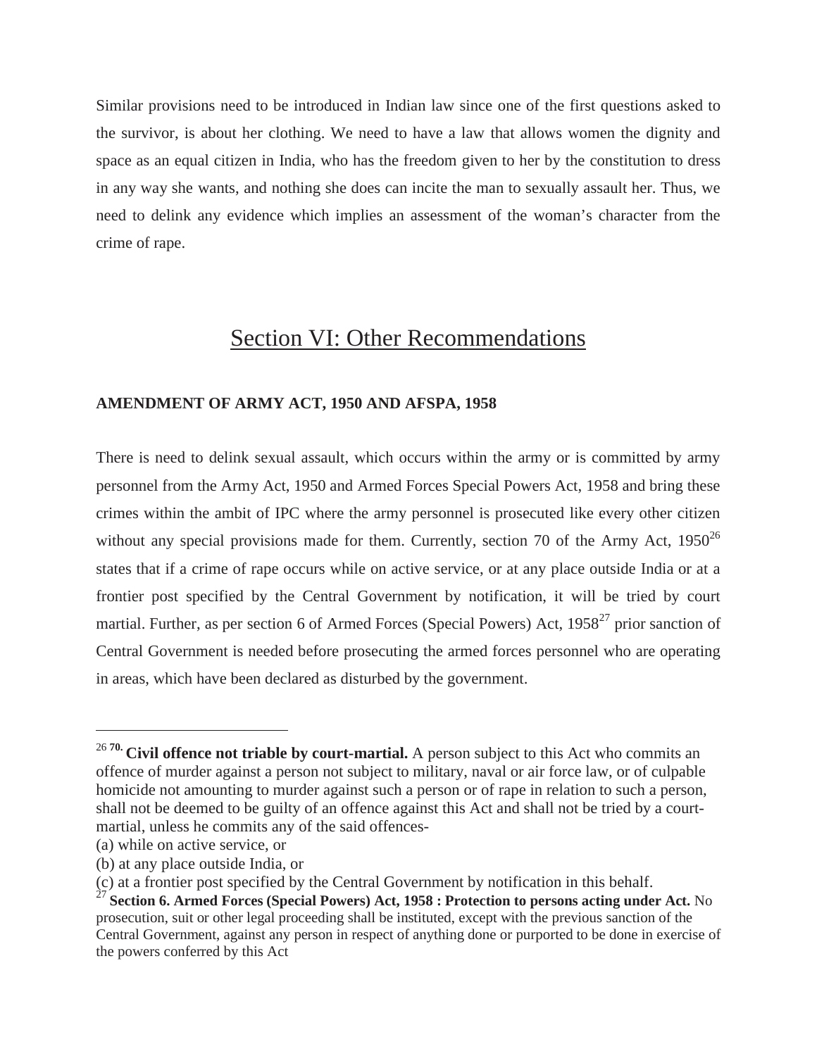Similar provisions need to be introduced in Indian law since one of the first questions asked to the survivor, is about her clothing. We need to have a law that allows women the dignity and space as an equal citizen in India, who has the freedom given to her by the constitution to dress in any way she wants, and nothing she does can incite the man to sexually assault her. Thus, we need to delink any evidence which implies an assessment of the woman's character from the crime of rape.

## Section VI: Other Recommendations

**AMENDMENT OF ARMY ACT, 1950 AND AFSPA, 1958**

There is need to delink sexual assault, which occurs within the army or is committed by army personnel from the Army Act, 1950 and Armed Forces Special Powers Act, 1958 and bring these crimes within the ambit of IPC where the army personnel is prosecuted like every other citizen without any special provisions made for them. Currently, section 70 of the Army Act, 1950[26] states that if a crime of rape occurs while on active service, or at any place outside India or at a frontier post specified by the Central Government by notification, it will be tried by court martial. Further, as per section 6 of Armed Forces (Special Powers) Act, 1958[27] prior sanction of Central Government is needed before prosecuting the armed forces personnel who are operating in areas, which have been declared as disturbed by the government.

---

[26] **70. Civil offence not triable by court-martial.** A person subject to this Act who commits an offence of murder against a person not subject to military, naval or air force law, or of culpable homicide not amounting to murder against such a person or of rape in relation to such a person, shall not be deemed to be guilty of an offence against this Act and shall not be tried by a court-martial, unless he commits any of the said offences-

(a) while on active service, or

(b) at any place outside India, or

(c) at a frontier post specified by the Central Government by notification in this behalf.

[27] **Section 6. Armed Forces (Special Powers) Act, 1958 : Protection to persons acting under Act.** No prosecution, suit or other legal proceeding shall be instituted, except with the previous sanction of the Central Government, against any person in respect of anything done or purported to be done in exercise of the powers conferred by this Act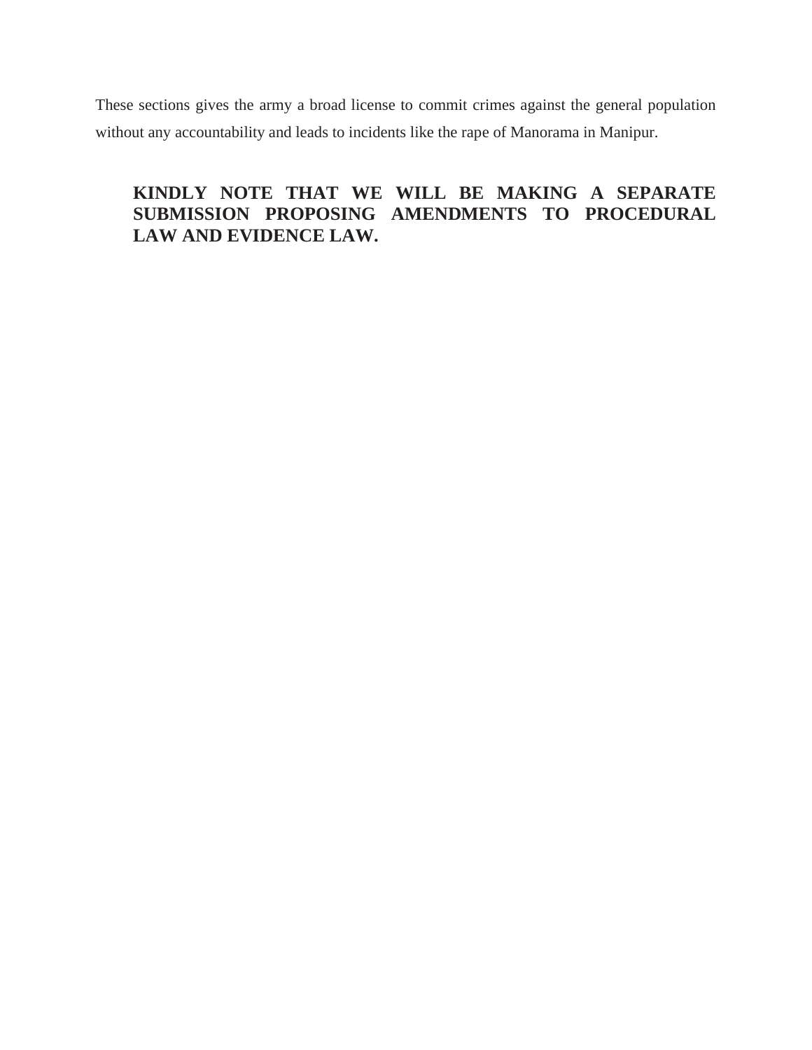These sections gives the army a broad license to commit crimes against the general population without any accountability and leads to incidents like the rape of Manorama in Manipur.

**KINDLY NOTE THAT WE WILL BE MAKING A SEPARATE SUBMISSION PROPOSING AMENDMENTS TO PROCEDURAL LAW AND EVIDENCE LAW.**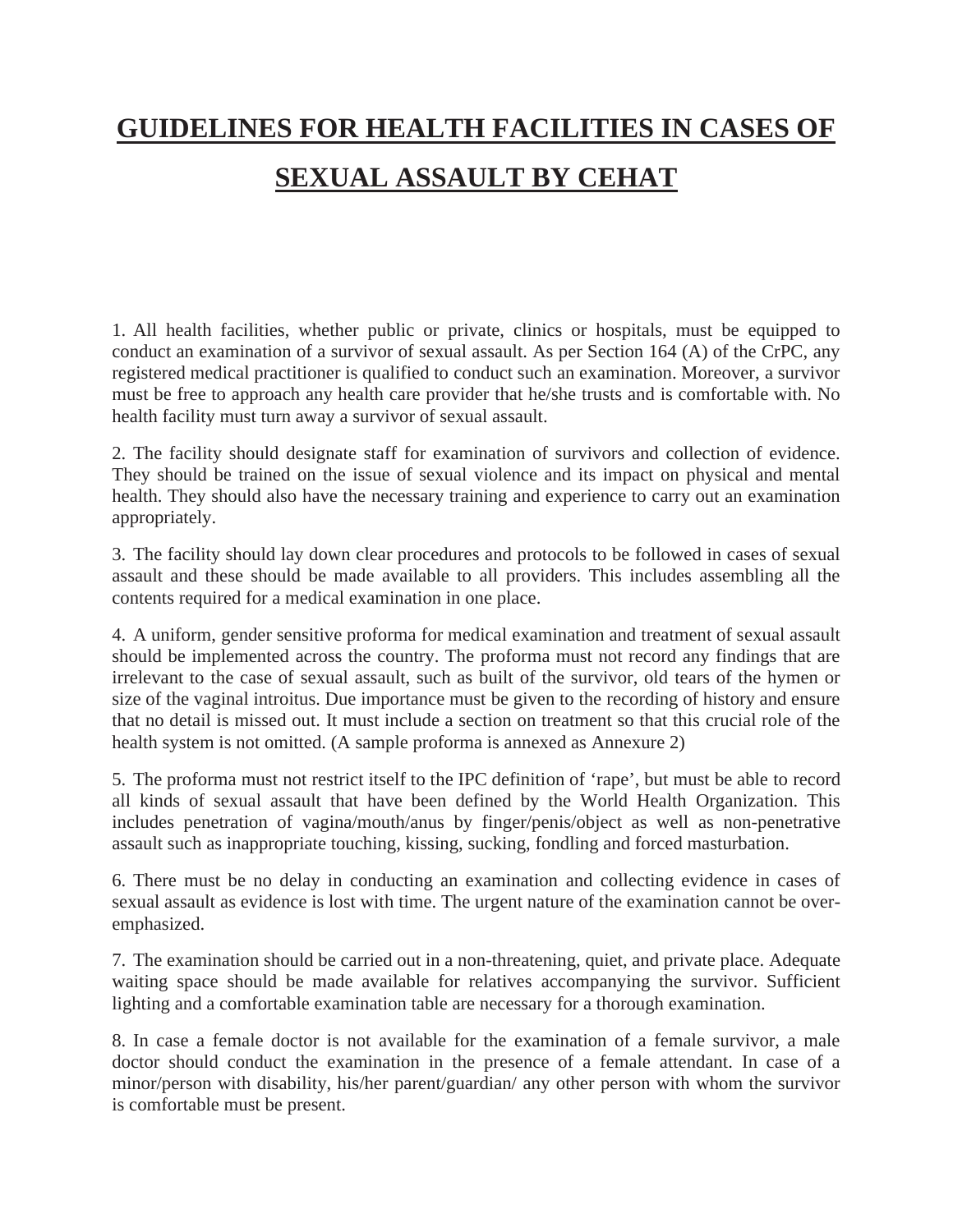# GUIDELINES FOR HEALTH FACILITIES IN CASES OF SEXUAL ASSAULT BY CEHAT

1. All health facilities, whether public or private, clinics or hospitals, must be equipped to conduct an examination of a survivor of sexual assault. As per Section 164 (A) of the CrPC, any registered medical practitioner is qualified to conduct such an examination. Moreover, a survivor must be free to approach any health care provider that he/she trusts and is comfortable with. No health facility must turn away a survivor of sexual assault.

2. The facility should designate staff for examination of survivors and collection of evidence. They should be trained on the issue of sexual violence and its impact on physical and mental health. They should also have the necessary training and experience to carry out an examination appropriately.

3. The facility should lay down clear procedures and protocols to be followed in cases of sexual assault and these should be made available to all providers. This includes assembling all the contents required for a medical examination in one place.

4. A uniform, gender sensitive proforma for medical examination and treatment of sexual assault should be implemented across the country. The proforma must not record any findings that are irrelevant to the case of sexual assault, such as built of the survivor, old tears of the hymen or size of the vaginal introitus. Due importance must be given to the recording of history and ensure that no detail is missed out. It must include a section on treatment so that this crucial role of the health system is not omitted. (A sample proforma is annexed as Annexure 2)

5. The proforma must not restrict itself to the IPC definition of 'rape', but must be able to record all kinds of sexual assault that have been defined by the World Health Organization. This includes penetration of vagina/mouth/anus by finger/penis/object as well as non-penetrative assault such as inappropriate touching, kissing, sucking, fondling and forced masturbation.

6. There must be no delay in conducting an examination and collecting evidence in cases of sexual assault as evidence is lost with time. The urgent nature of the examination cannot be over-emphasized.

7. The examination should be carried out in a non-threatening, quiet, and private place. Adequate waiting space should be made available for relatives accompanying the survivor. Sufficient lighting and a comfortable examination table are necessary for a thorough examination.

8. In case a female doctor is not available for the examination of a female survivor, a male doctor should conduct the examination in the presence of a female attendant. In case of a minor/person with disability, his/her parent/guardian/ any other person with whom the survivor is comfortable must be present.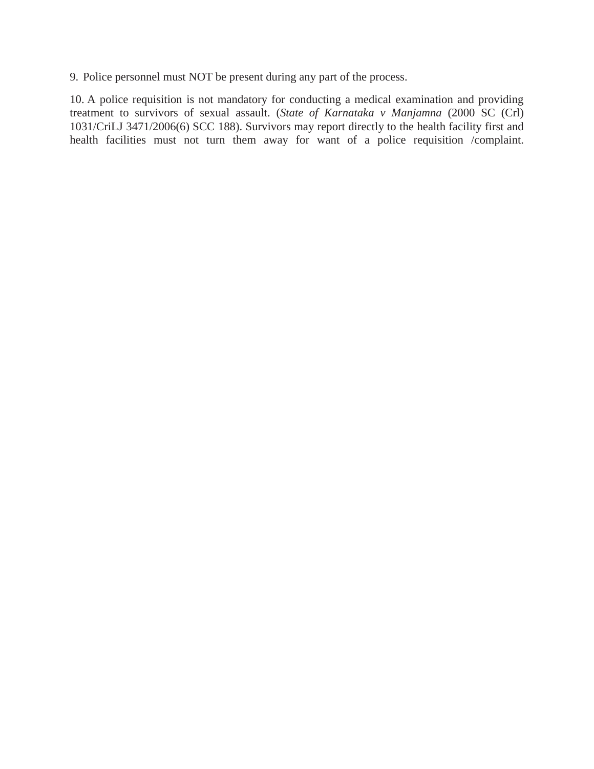9. Police personnel must NOT be present during any part of the process.

10. A police requisition is not mandatory for conducting a medical examination and providing treatment to survivors of sexual assault. (*State of Karnataka v Manjamna* (2000 SC (Crl) 1031/CriLJ 3471/2006(6) SCC 188). Survivors may report directly to the health facility first and health facilities must not turn them away for want of a police requisition /complaint.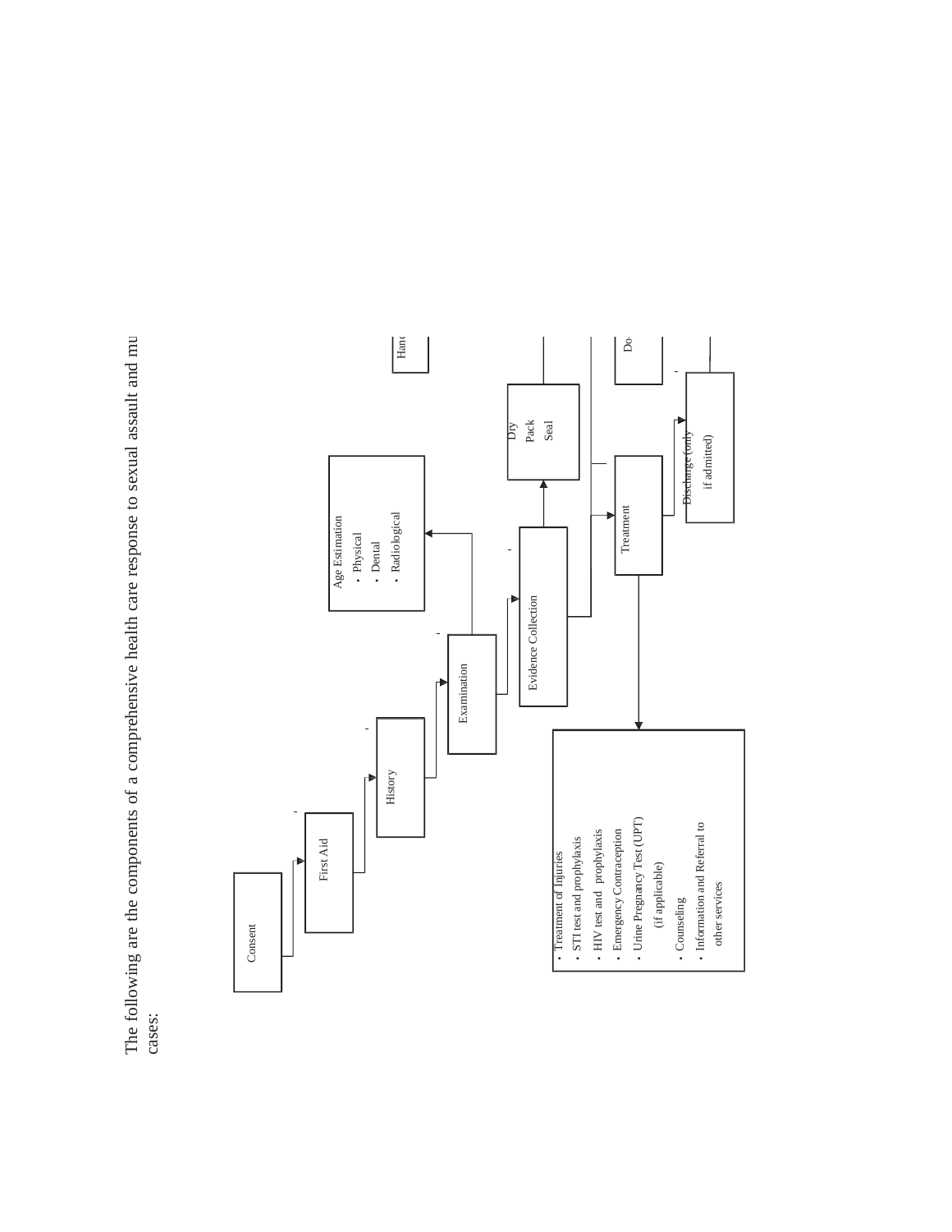The following are the components of a comprehensive health care response to sexual assault and mu
cases:

Consent

First Aid

History

Examination

Age Estimation
- Physical
- Dental
- Radiological

Evidence Collection

Dry
Pack
Seal

Hand

Treatment

- Treatment of Injuries
- STI test and prophylaxis
- HIV test and prophylaxis
- Emergency Contraception
- Urine Pregnancy Test (UPT) (if applicable)
- Counseling
- Information and Referral to other services

Discharge (only if admitted)

Do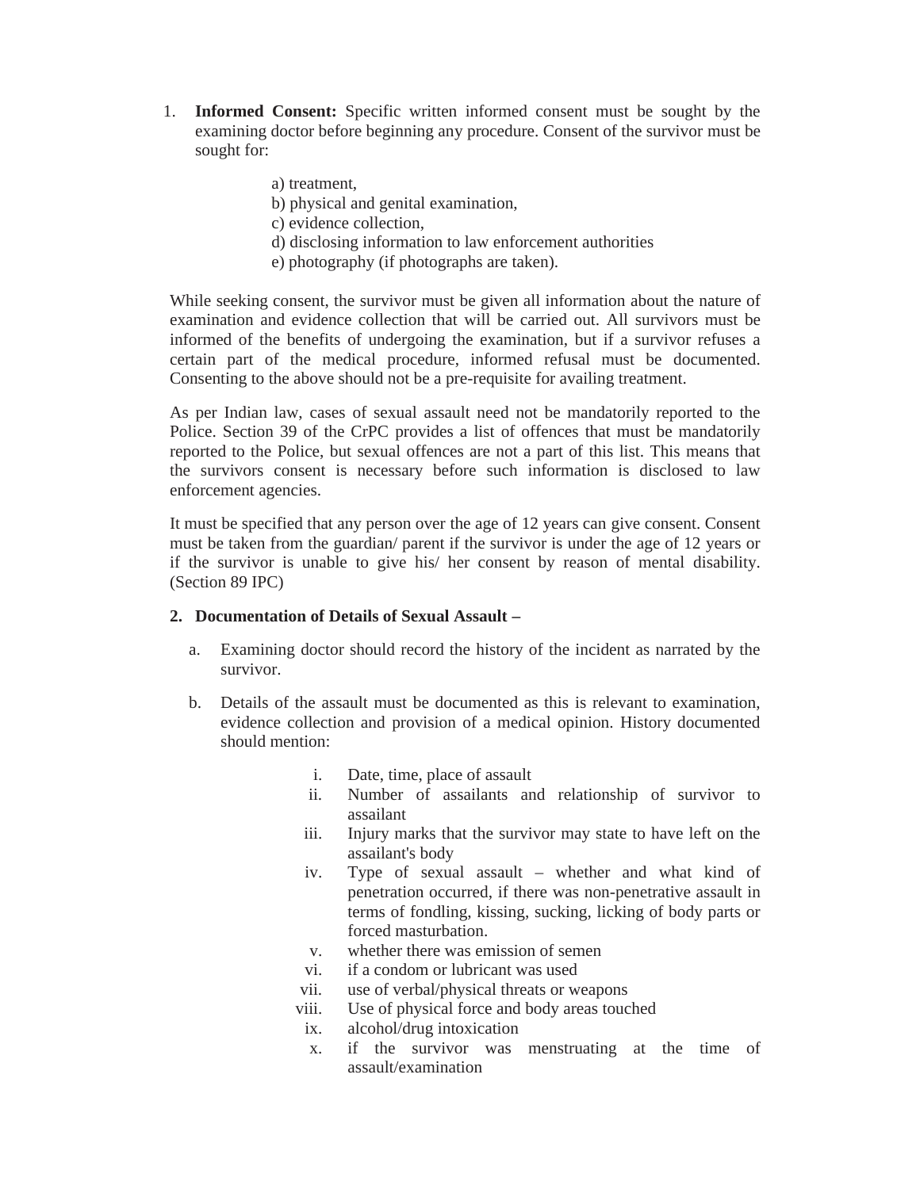1. **Informed Consent:** Specific written informed consent must be sought by the examining doctor before beginning any procedure. Consent of the survivor must be sought for:

   a) treatment,
   b) physical and genital examination,
   c) evidence collection,
   d) disclosing information to law enforcement authorities
   e) photography (if photographs are taken).

While seeking consent, the survivor must be given all information about the nature of examination and evidence collection that will be carried out. All survivors must be informed of the benefits of undergoing the examination, but if a survivor refuses a certain part of the medical procedure, informed refusal must be documented. Consenting to the above should not be a pre-requisite for availing treatment.

As per Indian law, cases of sexual assault need not be mandatorily reported to the Police. Section 39 of the CrPC provides a list of offences that must be mandatorily reported to the Police, but sexual offences are not a part of this list. This means that the survivors consent is necessary before such information is disclosed to law enforcement agencies.

It must be specified that any person over the age of 12 years can give consent. Consent must be taken from the guardian/ parent if the survivor is under the age of 12 years or if the survivor is unable to give his/ her consent by reason of mental disability. (Section 89 IPC)

2. **Documentation of Details of Sexual Assault –**

   a. Examining doctor should record the history of the incident as narrated by the survivor.

   b. Details of the assault must be documented as this is relevant to examination, evidence collection and provision of a medical opinion. History documented should mention:

      i. Date, time, place of assault
      ii. Number of assailants and relationship of survivor to assailant
      iii. Injury marks that the survivor may state to have left on the assailant's body
      iv. Type of sexual assault – whether and what kind of penetration occurred, if there was non-penetrative assault in terms of fondling, kissing, sucking, licking of body parts or forced masturbation.
      v. whether there was emission of semen
      vi. if a condom or lubricant was used
      vii. use of verbal/physical threats or weapons
      viii. Use of physical force and body areas touched
      ix. alcohol/drug intoxication
      x. if the survivor was menstruating at the time of assault/examination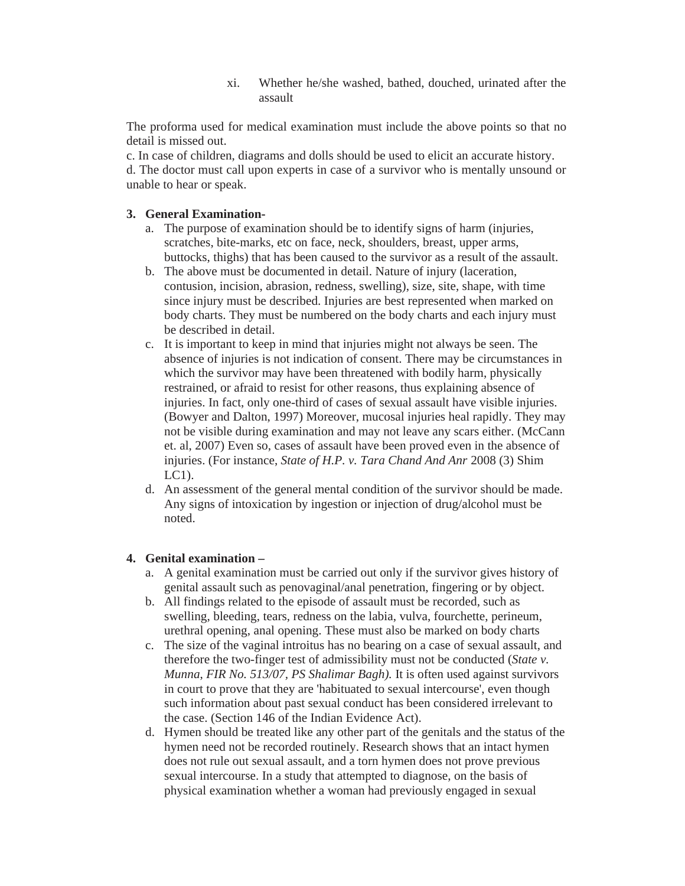xi. Whether he/she washed, bathed, douched, urinated after the assault

The proforma used for medical examination must include the above points so that no detail is missed out.

c. In case of children, diagrams and dolls should be used to elicit an accurate history.

d. The doctor must call upon experts in case of a survivor who is mentally unsound or unable to hear or speak.

3. **General Examination-**
   a. The purpose of examination should be to identify signs of harm (injuries, scratches, bite-marks, etc on face, neck, shoulders, breast, upper arms, buttocks, thighs) that has been caused to the survivor as a result of the assault.
   b. The above must be documented in detail. Nature of injury (laceration, contusion, incision, abrasion, redness, swelling), size, site, shape, with time since injury must be described. Injuries are best represented when marked on body charts. They must be numbered on the body charts and each injury must be described in detail.
   c. It is important to keep in mind that injuries might not always be seen. The absence of injuries is not indication of consent. There may be circumstances in which the survivor may have been threatened with bodily harm, physically restrained, or afraid to resist for other reasons, thus explaining absence of injuries. In fact, only one-third of cases of sexual assault have visible injuries. (Bowyer and Dalton, 1997) Moreover, mucosal injuries heal rapidly. They may not be visible during examination and may not leave any scars either. (McCann et. al, 2007) Even so, cases of assault have been proved even in the absence of injuries. (For instance, *State of H.P. v. Tara Chand And Anr* 2008 (3) Shim LC1).
   d. An assessment of the general mental condition of the survivor should be made. Any signs of intoxication by ingestion or injection of drug/alcohol must be noted.

4. **Genital examination –**
   a. A genital examination must be carried out only if the survivor gives history of genital assault such as penovaginal/anal penetration, fingering or by object.
   b. All findings related to the episode of assault must be recorded, such as swelling, bleeding, tears, redness on the labia, vulva, fourchette, perineum, urethral opening, anal opening. These must also be marked on body charts
   c. The size of the vaginal introitus has no bearing on a case of sexual assault, and therefore the two-finger test of admissibility must not be conducted (*State v. Munna, FIR No. 513/07, PS Shalimar Bagh).* It is often used against survivors in court to prove that they are 'habituated to sexual intercourse', even though such information about past sexual conduct has been considered irrelevant to the case. (Section 146 of the Indian Evidence Act).
   d. Hymen should be treated like any other part of the genitals and the status of the hymen need not be recorded routinely. Research shows that an intact hymen does not rule out sexual assault, and a torn hymen does not prove previous sexual intercourse. In a study that attempted to diagnose, on the basis of physical examination whether a woman had previously engaged in sexual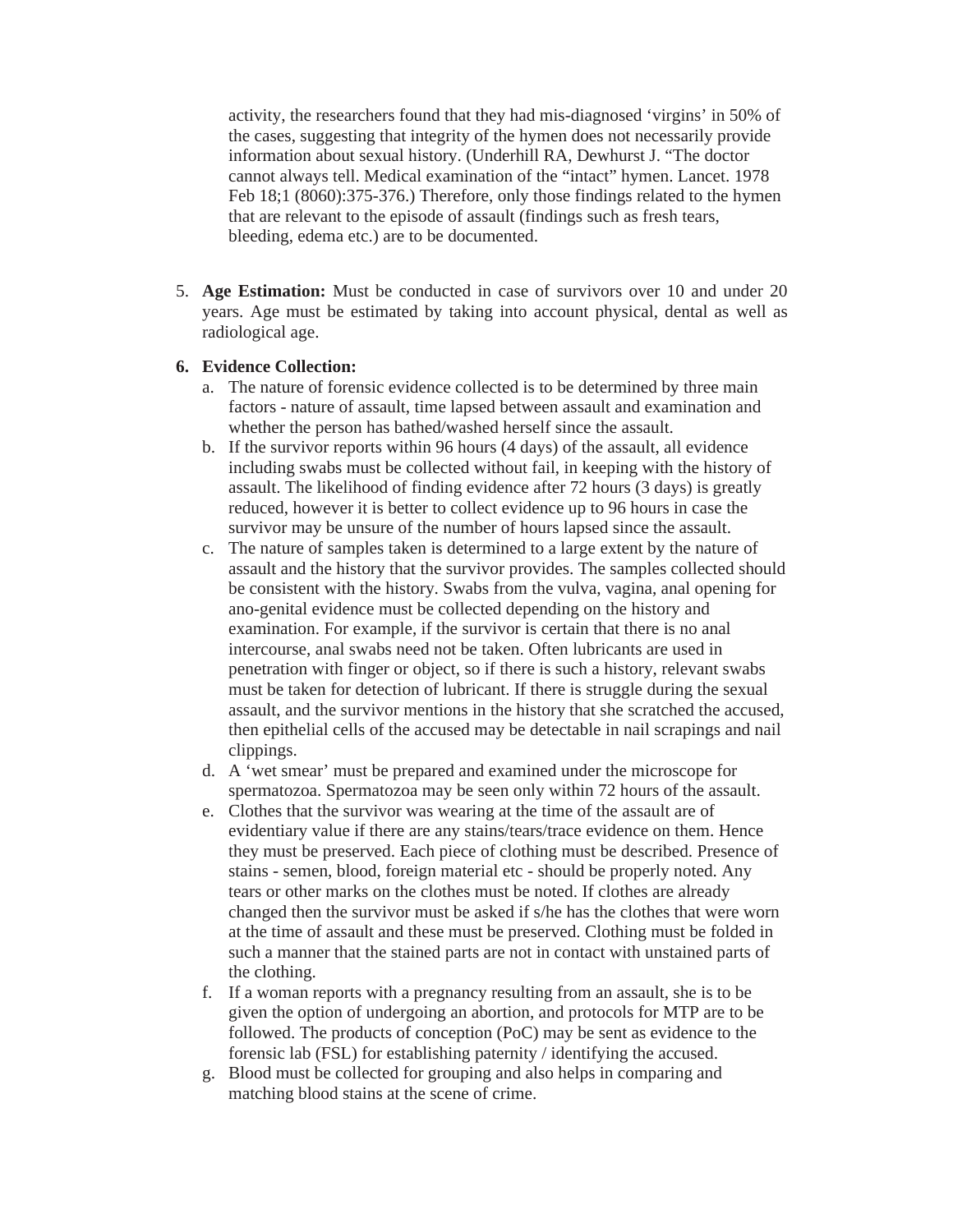activity, the researchers found that they had mis-diagnosed 'virgins' in 50% of the cases, suggesting that integrity of the hymen does not necessarily provide information about sexual history. (Underhill RA, Dewhurst J. "The doctor cannot always tell. Medical examination of the "intact" hymen. Lancet. 1978 Feb 18;1 (8060):375-376.) Therefore, only those findings related to the hymen that are relevant to the episode of assault (findings such as fresh tears, bleeding, edema etc.) are to be documented.

5. **Age Estimation:** Must be conducted in case of survivors over 10 and under 20 years. Age must be estimated by taking into account physical, dental as well as radiological age.

6. **Evidence Collection:**
   a. The nature of forensic evidence collected is to be determined by three main factors - nature of assault, time lapsed between assault and examination and whether the person has bathed/washed herself since the assault.
   b. If the survivor reports within 96 hours (4 days) of the assault, all evidence including swabs must be collected without fail, in keeping with the history of assault. The likelihood of finding evidence after 72 hours (3 days) is greatly reduced, however it is better to collect evidence up to 96 hours in case the survivor may be unsure of the number of hours lapsed since the assault.
   c. The nature of samples taken is determined to a large extent by the nature of assault and the history that the survivor provides. The samples collected should be consistent with the history. Swabs from the vulva, vagina, anal opening for ano-genital evidence must be collected depending on the history and examination. For example, if the survivor is certain that there is no anal intercourse, anal swabs need not be taken. Often lubricants are used in penetration with finger or object, so if there is such a history, relevant swabs must be taken for detection of lubricant. If there is struggle during the sexual assault, and the survivor mentions in the history that she scratched the accused, then epithelial cells of the accused may be detectable in nail scrapings and nail clippings.
   d. A 'wet smear' must be prepared and examined under the microscope for spermatozoa. Spermatozoa may be seen only within 72 hours of the assault.
   e. Clothes that the survivor was wearing at the time of the assault are of evidentiary value if there are any stains/tears/trace evidence on them. Hence they must be preserved. Each piece of clothing must be described. Presence of stains - semen, blood, foreign material etc - should be properly noted. Any tears or other marks on the clothes must be noted. If clothes are already changed then the survivor must be asked if s/he has the clothes that were worn at the time of assault and these must be preserved. Clothing must be folded in such a manner that the stained parts are not in contact with unstained parts of the clothing.
   f. If a woman reports with a pregnancy resulting from an assault, she is to be given the option of undergoing an abortion, and protocols for MTP are to be followed. The products of conception (PoC) may be sent as evidence to the forensic lab (FSL) for establishing paternity / identifying the accused.
   g. Blood must be collected for grouping and also helps in comparing and matching blood stains at the scene of crime.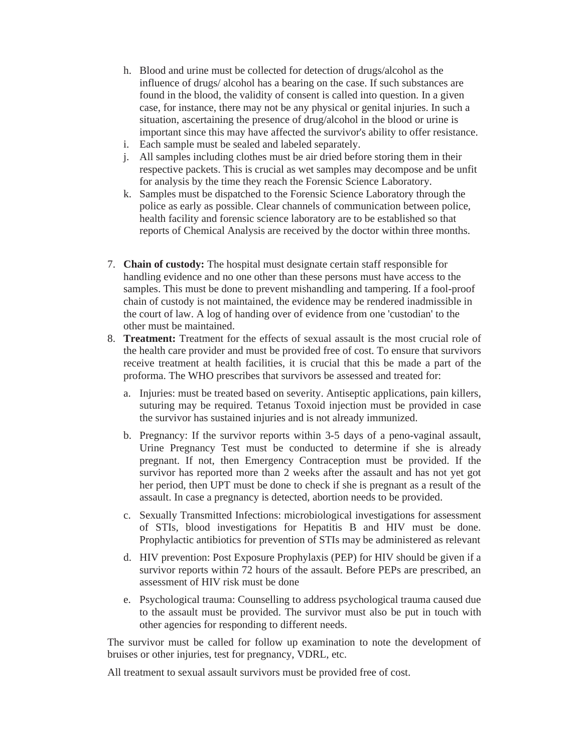h. Blood and urine must be collected for detection of drugs/alcohol as the influence of drugs/ alcohol has a bearing on the case. If such substances are found in the blood, the validity of consent is called into question. In a given case, for instance, there may not be any physical or genital injuries. In such a situation, ascertaining the presence of drug/alcohol in the blood or urine is important since this may have affected the survivor's ability to offer resistance.
i. Each sample must be sealed and labeled separately.
j. All samples including clothes must be air dried before storing them in their respective packets. This is crucial as wet samples may decompose and be unfit for analysis by the time they reach the Forensic Science Laboratory.
k. Samples must be dispatched to the Forensic Science Laboratory through the police as early as possible. Clear channels of communication between police, health facility and forensic science laboratory are to be established so that reports of Chemical Analysis are received by the doctor within three months.

7. **Chain of custody:** The hospital must designate certain staff responsible for handling evidence and no one other than these persons must have access to the samples. This must be done to prevent mishandling and tampering. If a fool-proof chain of custody is not maintained, the evidence may be rendered inadmissible in the court of law. A log of handing over of evidence from one 'custodian' to the other must be maintained.
8. **Treatment:** Treatment for the effects of sexual assault is the most crucial role of the health care provider and must be provided free of cost. To ensure that survivors receive treatment at health facilities, it is crucial that this be made a part of the proforma. The WHO prescribes that survivors be assessed and treated for:

   a. Injuries: must be treated based on severity. Antiseptic applications, pain killers, suturing may be required. Tetanus Toxoid injection must be provided in case the survivor has sustained injuries and is not already immunized.

   b. Pregnancy: If the survivor reports within 3-5 days of a peno-vaginal assault, Urine Pregnancy Test must be conducted to determine if she is already pregnant. If not, then Emergency Contraception must be provided. If the survivor has reported more than 2 weeks after the assault and has not yet got her period, then UPT must be done to check if she is pregnant as a result of the assault. In case a pregnancy is detected, abortion needs to be provided.

   c. Sexually Transmitted Infections: microbiological investigations for assessment of STIs, blood investigations for Hepatitis B and HIV must be done. Prophylactic antibiotics for prevention of STIs may be administered as relevant

   d. HIV prevention: Post Exposure Prophylaxis (PEP) for HIV should be given if a survivor reports within 72 hours of the assault. Before PEPs are prescribed, an assessment of HIV risk must be done

   e. Psychological trauma: Counselling to address psychological trauma caused due to the assault must be provided. The survivor must also be put in touch with other agencies for responding to different needs.

The survivor must be called for follow up examination to note the development of bruises or other injuries, test for pregnancy, VDRL, etc.

All treatment to sexual assault survivors must be provided free of cost.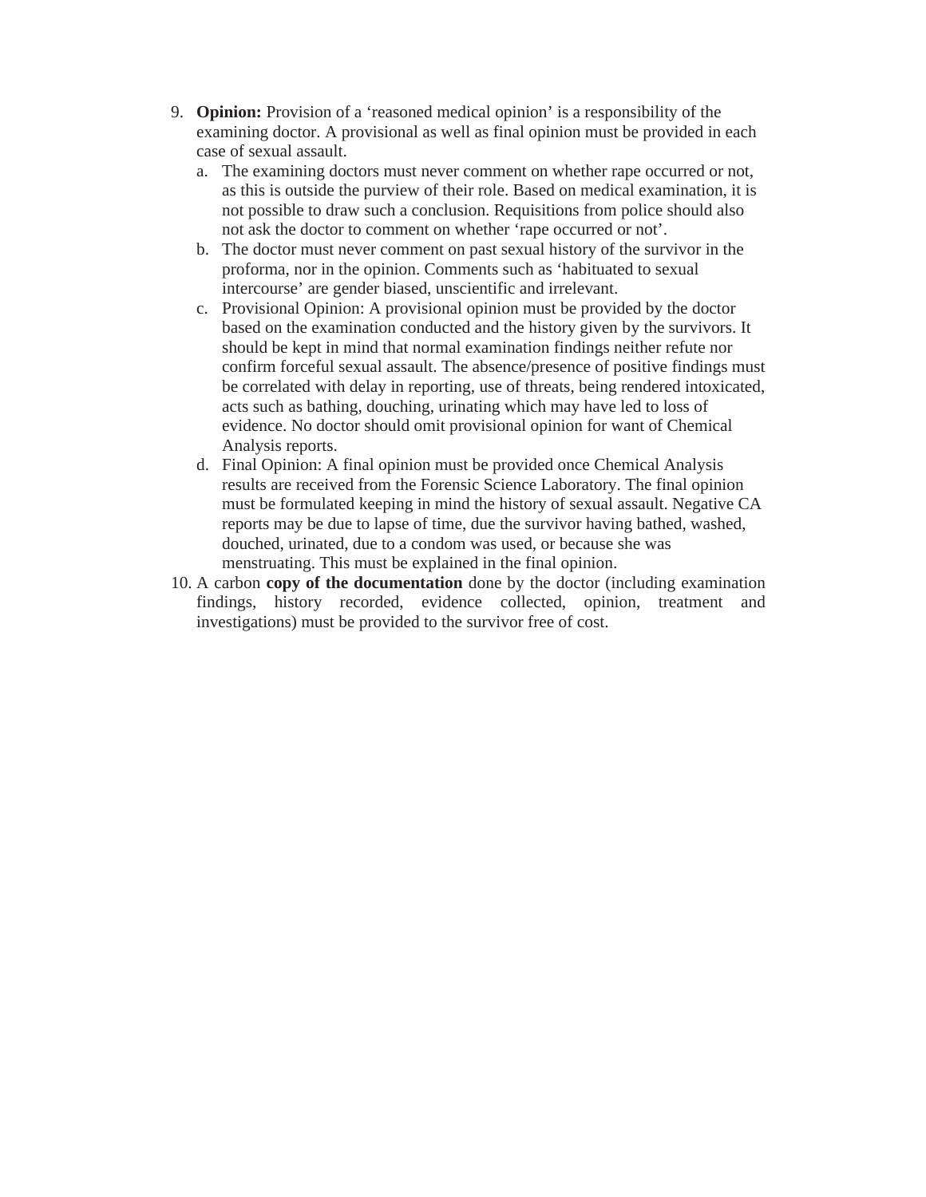9. **Opinion:** Provision of a 'reasoned medical opinion' is a responsibility of the examining doctor. A provisional as well as final opinion must be provided in each case of sexual assault.
   a. The examining doctors must never comment on whether rape occurred or not, as this is outside the purview of their role. Based on medical examination, it is not possible to draw such a conclusion. Requisitions from police should also not ask the doctor to comment on whether 'rape occurred or not'.
   b. The doctor must never comment on past sexual history of the survivor in the proforma, nor in the opinion. Comments such as 'habituated to sexual intercourse' are gender biased, unscientific and irrelevant.
   c. Provisional Opinion: A provisional opinion must be provided by the doctor based on the examination conducted and the history given by the survivors. It should be kept in mind that normal examination findings neither refute nor confirm forceful sexual assault. The absence/presence of positive findings must be correlated with delay in reporting, use of threats, being rendered intoxicated, acts such as bathing, douching, urinating which may have led to loss of evidence. No doctor should omit provisional opinion for want of Chemical Analysis reports.
   d. Final Opinion: A final opinion must be provided once Chemical Analysis results are received from the Forensic Science Laboratory. The final opinion must be formulated keeping in mind the history of sexual assault. Negative CA reports may be due to lapse of time, due the survivor having bathed, washed, douched, urinated, due to a condom was used, or because she was menstruating. This must be explained in the final opinion.
10. A carbon **copy of the documentation** done by the doctor (including examination findings, history recorded, evidence collected, opinion, treatment and investigations) must be provided to the survivor free of cost.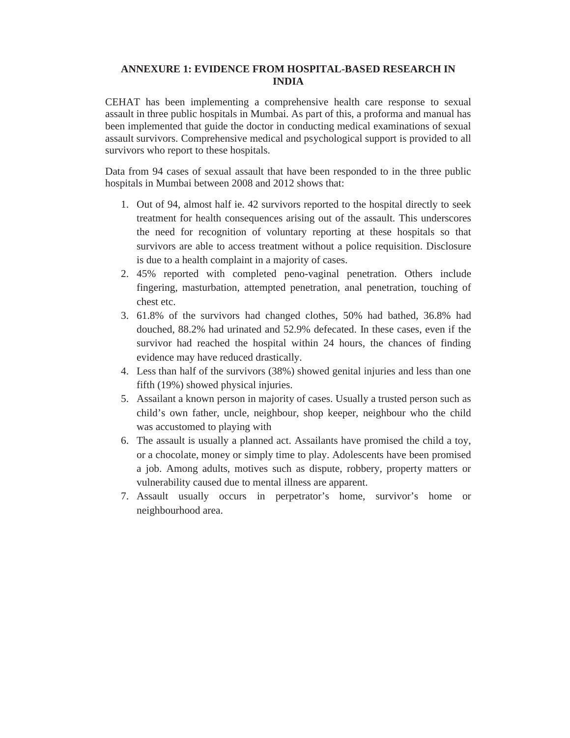# ANNEXURE 1: EVIDENCE FROM HOSPITAL-BASED RESEARCH IN INDIA

CEHAT has been implementing a comprehensive health care response to sexual assault in three public hospitals in Mumbai. As part of this, a proforma and manual has been implemented that guide the doctor in conducting medical examinations of sexual assault survivors. Comprehensive medical and psychological support is provided to all survivors who report to these hospitals.

Data from 94 cases of sexual assault that have been responded to in the three public hospitals in Mumbai between 2008 and 2012 shows that:

1. Out of 94, almost half ie. 42 survivors reported to the hospital directly to seek treatment for health consequences arising out of the assault. This underscores the need for recognition of voluntary reporting at these hospitals so that survivors are able to access treatment without a police requisition. Disclosure is due to a health complaint in a majority of cases.
2. 45% reported with completed peno-vaginal penetration. Others include fingering, masturbation, attempted penetration, anal penetration, touching of chest etc.
3. 61.8% of the survivors had changed clothes, 50% had bathed, 36.8% had douched, 88.2% had urinated and 52.9% defecated. In these cases, even if the survivor had reached the hospital within 24 hours, the chances of finding evidence may have reduced drastically.
4. Less than half of the survivors (38%) showed genital injuries and less than one fifth (19%) showed physical injuries.
5. Assailant a known person in majority of cases. Usually a trusted person such as child's own father, uncle, neighbour, shop keeper, neighbour who the child was accustomed to playing with
6. The assault is usually a planned act. Assailants have promised the child a toy, or a chocolate, money or simply time to play. Adolescents have been promised a job. Among adults, motives such as dispute, robbery, property matters or vulnerability caused due to mental illness are apparent.
7. Assault usually occurs in perpetrator's home, survivor's home or neighbourhood area.